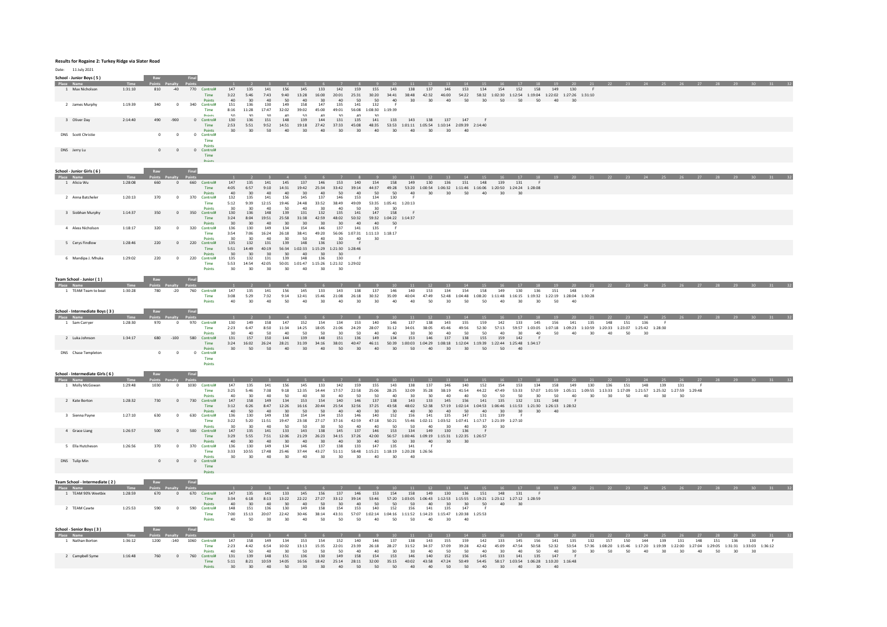# Results for Rogaine 2: Turkey Ridge via Slater Road

Date: 11 July 2021

## School - Junior Boys ( 5 )

| Place | Name | Time | Raw Points | Penalty | Final Points | | 1 | 2 | 3 | 4 | 5 | 6 | 7 | 8 | 9 | 10 | 11 | 12 | 13 | 14 | 15 | 16 | 17 | 18 | 19 | 20 | 21 | 22 | 23 | 24 | 25 | 26 | 27 | 28 | 29 | 30 | 31 | 32 |
|---|---|---|---|---|---|---|---|---|---|---|---|---|---|---|---|---|---|---|---|---|---|---|---|---|---|---|---|---|---|---|---|---|---|---|---|---|---|---|
| 1 | Max Nicholson | 1:31:10 | 810 | -40 | 770 | Control# | 147 | 135 | 141 | 156 | 145 | 133 | 142 | 159 | 155 | 143 | 138 | 137 | 146 | 153 | 134 | 154 | 152 | 158 | 149 | 130 | F | | | | | | | | | | | |
| | | | | | | Time | 3:22 | 5:46 | 7:43 | 9:40 | 13:28 | 16:00 | 20:01 | 25:31 | 30:20 | 34:41 | 38:48 | 42:32 | 46:00 | 54:22 | 58:32 | 1:02:30 | 1:12:54 | 1:19:04 | 1:22:02 | 1:27:26 | 1:31:10 | | | | | | | | | | | |
| | | | | | | Points | 40 | 30 | 40 | 50 | 40 | 30 | 40 | 50 | 50 | 40 | 30 | 30 | 40 | 50 | 30 | 50 | 50 | 50 | 40 | 30 | | | | | | | | | | | | |
| 2 | James Murphy | 1:19:39 | 340 | 0 | 340 | Control# | 151 | 136 | 130 | 149 | 158 | 147 | 135 | 141 | 132 | F | | | | | | | | | | | | | | | | | | | | | | |
| | | | | | | Time | 8:16 | 11:28 | 17:47 | 32:02 | 39:02 | 45:00 | 49:01 | 56:08 | 1:08:30 | 1:19:39 | | | | | | | | | | | | | | | | | | | | | | |
| | | | | | | Points | 50 | 30 | 30 | 40 | 50 | 40 | 30 | 40 | 30 | | | | | | | | | | | | | | | | | | | | | | | |
| 3 | Oliver Day | 2:14:40 | 490 | -900 | 0 | Control# | 130 | 136 | 151 | 148 | 139 | 144 | 131 | 135 | 141 | 133 | 143 | 138 | 137 | 147 | F | | | | | | | | | | | | | | | | | |
| | | | | | | Time | 2:53 | 5:51 | 9:52 | 14:51 | 19:18 | 27:42 | 37:33 | 45:08 | 48:35 | 53:53 | 1:01:11 | 1:05:54 | 1:10:14 | 2:09:39 | 2:14:40 | | | | | | | | | | | | | | | | | |
| | | | | | | Points | 30 | 30 | 50 | 40 | 30 | 40 | 30 | 30 | 40 | 30 | 40 | 30 | 30 | 40 | | | | | | | | | | | | | | | | | | |
| DNS | Scott Christie | | 0 | 0 | 0 | Control# | | | | | | | | | | | | | | | | | | | | | | | | | | | | | | | | |
| | | | | | | Time | | | | | | | | | | | | | | | | | | | | | | | | | | | | | | | | |
| | | | | | | Points | | | | | | | | | | | | | | | | | | | | | | | | | | | | | | | | |
| DNS | Jerry Lu | | 0 | 0 | 0 | Control# | | | | | | | | | | | | | | | | | | | | | | | | | | | | | | | | |
| | | | | | | Time | | | | | | | | | | | | | | | | | | | | | | | | | | | | | | | | |
| | | | | | | Points | | | | | | | | | | | | | | | | | | | | | | | | | | | | | | | | |

## School - Junior Girls ( 6 )

| Place | Name | Time | Raw Points | Penalty | Final Points | | 1 | 2 | 3 | 4 | 5 | 6 | 7 | 8 | 9 | 10 | 11 | 12 | 13 | 14 | 15 | 16 | 17 | 18 | 19 | 20 | 21 | 22 | 23 | 24 | 25 | 26 | 27 | 28 | 29 | 30 | 31 | 32 |
|---|---|---|---|---|---|---|---|---|---|---|---|---|---|---|---|---|---|---|---|---|---|---|---|---|---|---|---|---|---|---|---|---|---|---|---|---|---|---|
| 1 | Alicia Wu | 1:28:08 | 660 | 0 | 660 | Control# | 147 | 135 | 141 | 145 | 137 | 146 | 153 | 140 | 154 | 158 | 149 | 130 | 136 | 151 | 148 | 139 | 131 | F | | | | | | | | | | | | | | |
| | | | | | | Time | 4:05 | 6:57 | 9:10 | 14:31 | 19:42 | 25:34 | 33:42 | 39:14 | 44:37 | 49:28 | 53:20 | 1:00:54 | 1:06:32 | 1:11:46 | 1:16:06 | 1:20:50 | 1:24:24 | 1:28:08 | | | | | | | | | | | | | | |
| | | | | | | Points | 40 | 30 | 40 | 40 | 30 | 40 | 50 | 40 | 50 | 50 | 40 | 30 | 30 | 50 | 40 | 30 | 30 | | | | | | | | | | | | | | | |
| 2 | Anna Batcheler | 1:20:13 | 370 | 0 | 370 | Control# | 132 | 135 | 141 | 156 | 145 | 137 | 146 | 153 | 134 | 130 | F | | | | | | | | | | | | | | | | | | | | | |
| | | | | | | Time | 5:12 | 9:39 | 12:15 | 19:46 | 24:48 | 33:52 | 38:49 | 49:09 | 53:35 | 1:05:41 | 1:20:13 | | | | | | | | | | | | | | | | | | | | | |
| | | | | | | Points | 30 | 30 | 40 | 50 | 40 | 30 | 40 | 50 | 30 | 30 | | | | | | | | | | | | | | | | | | | | | | |
| 3 | Siobhan Murphy | 1:14:37 | 350 | 0 | 350 | Control# | 130 | 136 | 148 | 139 | 131 | 132 | 135 | 141 | 147 | 158 | F | | | | | | | | | | | | | | | | | | | | | |
| | | | | | | Time | 3:24 | 8:04 | 19:51 | 25:58 | 31:38 | 42:59 | 48:02 | 50:32 | 59:32 | 1:04:22 | 1:14:37 | | | | | | | | | | | | | | | | | | | | | |
| | | | | | | Points | 30 | 30 | 40 | 30 | 30 | 30 | 30 | 40 | 40 | 50 | | | | | | | | | | | | | | | | | | | | | | |
| 4 | Aless Nicholson | 1:18:17 | 320 | 0 | 320 | Control# | 136 | 130 | 149 | 134 | 154 | 146 | 137 | 141 | 135 | F | | | | | | | | | | | | | | | | | | | | | | |
| | | | | | | Time | 3:54 | 7:06 | 16:24 | 26:18 | 38:41 | 49:20 | 56:06 | 1:07:31 | 1:11:13 | 1:18:17 | | | | | | | | | | | | | | | | | | | | | | |
| | | | | | | Points | 30 | 30 | 40 | 30 | 50 | 40 | 30 | 40 | 30 | | | | | | | | | | | | | | | | | | | | | | | |
| 5 | Cerys Findlow | 1:28:46 | 220 | 0 | 220 | Control# | 135 | 132 | 131 | 139 | 148 | 136 | 130 | F | | | | | | | | | | | | | | | | | | | | | | | | |
| | | | | | | Time | 5:51 | 14:49 | 40:19 | 56:34 | 1:02:33 | 1:15:29 | 1:21:30 | 1:28:46 | | | | | | | | | | | | | | | | | | | | | | | | |
| | | | | | | Points | 30 | 30 | 30 | 30 | 40 | 30 | 30 | | | | | | | | | | | | | | | | | | | | | | | | | |
| 6 | Mandipa J. Mhuka | 1:29:02 | 220 | 0 | 220 | Control# | 135 | 132 | 131 | 139 | 148 | 136 | 130 | F | | | | | | | | | | | | | | | | | | | | | | | | |
| | | | | | | Time | 5:53 | 14:54 | 42:05 | 50:01 | 1:01:47 | 1:15:26 | 1:21:32 | 1:29:02 | | | | | | | | | | | | | | | | | | | | | | | | |
| | | | | | | Points | 30 | 30 | 30 | 30 | 40 | 30 | 30 | | | | | | | | | | | | | | | | | | | | | | | | | |

## Team School - Junior ( 1 )

| Place | Name | Time | Raw Points | Penalty | Final Points | | 1 | 2 | 3 | 4 | 5 | 6 | 7 | 8 | 9 | 10 | 11 | 12 | 13 | 14 | 15 | 16 | 17 | 18 | 19 | 20 | 21 | 22 | 23 | 24 | 25 | 26 | 27 | 28 | 29 | 30 | 31 | 32 |
|---|---|---|---|---|---|---|---|---|---|---|---|---|---|---|---|---|---|---|---|---|---|---|---|---|---|---|---|---|---|---|---|---|---|---|---|---|---|---|
| 1 | TEAM Team to beat | 1:30:28 | 780 | -20 | 760 | Control# | 147 | 135 | 141 | 156 | 145 | 133 | 143 | 138 | 137 | 146 | 140 | 153 | 134 | 154 | 158 | 149 | 130 | 136 | 151 | 148 | F | | | | | | | | | | | |
| | | | | | | Time | 3:08 | 5:29 | 7:32 | 9:14 | 12:41 | 15:46 | 21:08 | 26:18 | 30:32 | 35:09 | 40:04 | 47:49 | 52:48 | 1:04:48 | 1:08:20 | 1:11:48 | 1:16:15 | 1:19:32 | 1:22:19 | 1:28:04 | 1:30:28 | | | | | | | | | | | |
| | | | | | | Points | 40 | 30 | 40 | 50 | 40 | 30 | 40 | 30 | 30 | 40 | 40 | 50 | 30 | 50 | 50 | 40 | 30 | 30 | 50 | 40 | | | | | | | | | | | | |

## School - Intermediate Boys ( 3 )

| Place | Name | Time | Raw Points | Penalty | Final Points | | 1 | 2 | 3 | 4 | 5 | 6 | 7 | 8 | 9 | 10 | 11 | 12 | 13 | 14 | 15 | 16 | 17 | 18 | 19 | 20 | 21 | 22 | 23 | 24 | 25 | 26 | 27 | 28 | 29 | 30 | 31 | 32 |
|---|---|---|---|---|---|---|---|---|---|---|---|---|---|---|---|---|---|---|---|---|---|---|---|---|---|---|---|---|---|---|---|---|---|---|---|---|---|---|
| 1 | Sam Carryer | 1:28:30 | 970 | 0 | 970 | Control# | 130 | 149 | 158 | 147 | 152 | 154 | 134 | 153 | 140 | 146 | 137 | 138 | 143 | 155 | 159 | 142 | 133 | 145 | 156 | 141 | 135 | 148 | 151 | 136 | F | | | | | | | |
| | | | | | | Time | 2:23 | 6:47 | 8:50 | 11:34 | 14:25 | 18:05 | 21:06 | 24:29 | 28:07 | 31:12 | 34:01 | 38:05 | 45:46 | 49:56 | 52:30 | 57:13 | 59:57 | 1:03:05 | 1:07:18 | 1:09:23 | 1:10:59 | 1:20:33 | 1:23:07 | 1:25:42 | 1:28:30 | | | | | | | |
| | | | | | | Points | 30 | 40 | 50 | 40 | 50 | 50 | 30 | 50 | 40 | 40 | 30 | 30 | 40 | 50 | 50 | 40 | 30 | 40 | 50 | 40 | 30 | 40 | 50 | 30 | | | | | | | | |
| 2 | Luka Johnson | 1:34:17 | 680 | -100 | 580 | Control# | 131 | 157 | 150 | 144 | 139 | 148 | 151 | 136 | 149 | 134 | 153 | 146 | 137 | 138 | 155 | 159 | 142 | F | | | | | | | | | | | | | | |
| | | | | | | Time | 3:24 | 16:02 | 26:24 | 28:21 | 31:39 | 34:16 | 38:01 | 40:47 | 46:11 | 50:39 | 1:00:03 | 1:04:29 | 1:08:18 | 1:12:04 | 1:19:39 | 1:22:44 | 1:25:48 | 1:34:17 | | | | | | | | | | | | | | |
| | | | | | | Points | 30 | 50 | 50 | 40 | 30 | 40 | 50 | 30 | 40 | 30 | 50 | 40 | 30 | 30 | 50 | 50 | 40 | | | | | | | | | | | | | | | |
| DNS | Chase Templeton | | 0 | 0 | 0 | Control# | | | | | | | | | | | | | | | | | | | | | | | | | | | | | | | | |
| | | | | | | Time | | | | | | | | | | | | | | | | | | | | | | | | | | | | | | | | |
| | | | | | | Points | | | | | | | | | | | | | | | | | | | | | | | | | | | | | | | | |

## School - Intermediate Girls ( 6 )

| Place | Name | Time | Raw Points | Penalty | Final Points | | 1 | 2 | 3 | 4 | 5 | 6 | 7 | 8 | 9 | 10 | 11 | 12 | 13 | 14 | 15 | 16 | 17 | 18 | 19 | 20 | 21 | 22 | 23 | 24 | 25 | 26 | 27 | 28 | 29 | 30 | 31 | 32 |
|---|---|---|---|---|---|---|---|---|---|---|---|---|---|---|---|---|---|---|---|---|---|---|---|---|---|---|---|---|---|---|---|---|---|---|---|---|---|---|
| 1 | Molly McGowan | 1:29:48 | 1030 | 0 | 1030 | Control# | 147 | 135 | 141 | 156 | 145 | 133 | 142 | 159 | 155 | 143 | 138 | 137 | 146 | 140 | 152 | 154 | 153 | 134 | 158 | 149 | 130 | 136 | 151 | 148 | 139 | 131 | F | | | | | |
| | | | | | | Time | 3:25 | 5:46 | 7:38 | 9:18 | 12:35 | 14:44 | 17:57 | 22:58 | 25:06 | 28:25 | 32:09 | 35:28 | 38:19 | 41:54 | 44:22 | 47:49 | 53:33 | 57:07 | 1:01:59 | 1:05:11 | 1:09:55 | 1:13:33 | 1:17:09 | 1:21:57 | 1:25:32 | 1:27:59 | 1:29:48 | | | | | |
| | | | | | | Points | 40 | 30 | 40 | 50 | 40 | 30 | 40 | 50 | 50 | 40 | 30 | 30 | 40 | 40 | 50 | 50 | 50 | 30 | 50 | 40 | 30 | 30 | 50 | 40 | 30 | 30 | | | | | | |
| 2 | Kate Borton | 1:28:32 | 730 | 0 | 730 | Control# | 147 | 158 | 149 | 134 | 153 | 154 | 140 | 146 | 137 | 138 | 143 | 133 | 145 | 156 | 141 | 135 | 131 | 148 | F | | | | | | | | | | | | | |
| | | | | | | Time | 3:12 | 6:26 | 8:47 | 12:26 | 16:16 | 20:44 | 25:54 | 32:56 | 37:25 | 43:58 | 48:02 | 52:38 | 57:19 | 1:02:14 | 1:04:53 | 1:06:46 | 1:11:53 | 1:21:30 | 1:26:13 | 1:28:32 | | | | | | | | | | | | |
| | | | | | | Points | 40 | 50 | 40 | 30 | 50 | 50 | 40 | 40 | 30 | 30 | 40 | 30 | 40 | 50 | 40 | 30 | 30 | 40 | | | | | | | | | | | | | | |
| 3 | Sienna Payne | 1:27:10 | 630 | 0 | 630 | Control# | 136 | 130 | 149 | 158 | 154 | 134 | 153 | 146 | 140 | 152 | 156 | 141 | 135 | 147 | 131 | 139 | F | | | | | | | | | | | | | | | |
| | | | | | | Time | 3:22 | 5:20 | 11:51 | 19:47 | 23:38 | 27:17 | 37:16 | 42:59 | 47:18 | 50:21 | 55:46 | 1:02:11 | 1:03:52 | 1:07:41 | 1:17:17 | 1:21:39 | 1:27:10 | | | | | | | | | | | | | | | |
| | | | | | | Points | 30 | 30 | 40 | 50 | 50 | 30 | 50 | 40 | 40 | 50 | 50 | 40 | 30 | 40 | 30 | 30 | | | | | | | | | | | | | | | | |
| 4 | Grace Liang | 1:26:57 | 500 | 0 | 500 | Control# | 147 | 135 | 141 | 133 | 143 | 138 | 145 | 137 | 146 | 153 | 134 | 149 | 130 | 136 | F | | | | | | | | | | | | | | | | | |
| | | | | | | Time | 3:29 | 5:55 | 7:51 | 12:06 | 21:29 | 26:23 | 34:15 | 37:26 | 42:00 | 56:57 | 1:00:46 | 1:09:19 | 1:15:31 | 1:22:35 | 1:26:57 | | | | | | | | | | | | | | | | | |
| | | | | | | Points | 40 | 30 | 40 | 30 | 40 | 30 | 40 | 30 | 40 | 50 | 30 | 40 | 30 | 30 | | | | | | | | | | | | | | | | | | |
| 5 | Ella Hutcheson | 1:26:56 | 370 | 0 | 370 | Control# | 136 | 130 | 149 | 134 | 146 | 137 | 138 | 133 | 147 | 135 | 141 | F | | | | | | | | | | | | | | | | | | | | |
| | | | | | | Time | 3:33 | 10:55 | 17:48 | 25:46 | 37:44 | 43:27 | 51:11 | 58:48 | 1:15:21 | 1:18:19 | 1:20:28 | 1:26:56 | | | | | | | | | | | | | | | | | | | | |
| | | | | | | Points | 30 | 30 | 40 | 30 | 40 | 30 | 30 | 30 | 40 | 30 | 40 | | | | | | | | | | | | | | | | | | | | | |
| DNS | Tulip Min | | 0 | 0 | 0 | Control# | | | | | | | | | | | | | | | | | | | | | | | | | | | | | | | | |
| | | | | | | Time | | | | | | | | | | | | | | | | | | | | | | | | | | | | | | | | |
| | | | | | | Points | | | | | | | | | | | | | | | | | | | | | | | | | | | | | | | | |

## Team School - Intermediate ( 2 )

| Place | Name | Time | Raw Points | Penalty | Final Points | | 1 | 2 | 3 | 4 | 5 | 6 | 7 | 8 | 9 | 10 | 11 | 12 | 13 | 14 | 15 | 16 | 17 | 18 | 19 | 20 | 21 | 22 | 23 | 24 | 25 | 26 | 27 | 28 | 29 | 30 | 31 | 32 |
|---|---|---|---|---|---|---|---|---|---|---|---|---|---|---|---|---|---|---|---|---|---|---|---|---|---|---|---|---|---|---|---|---|---|---|---|---|---|---|
| 1 | TEAM 90% Weetbix | 1:28:59 | 670 | 0 | 670 | Control# | 147 | 135 | 141 | 133 | 145 | 156 | 137 | 146 | 153 | 154 | 158 | 149 | 130 | 136 | 151 | 148 | 131 | F | | | | | | | | | | | | | | |
| | | | | | | Time | 3:34 | 6:18 | 8:13 | 13:22 | 22:22 | 27:27 | 33:12 | 39:14 | 53:46 | 57:20 | 1:03:05 | 1:06:43 | 1:12:53 | 1:15:55 | 1:19:21 | 1:23:12 | 1:27:12 | 1:28:59 | | | | | | | | | | | | | | |
| | | | | | | Points | 40 | 30 | 40 | 30 | 40 | 50 | 30 | 40 | 50 | 50 | 50 | 40 | 30 | 30 | 50 | 40 | 30 | | | | | | | | | | | | | | | |
| 2 | TEAM Cawte | 1:25:53 | 590 | 0 | 590 | Control# | 148 | 151 | 136 | 130 | 149 | 158 | 154 | 153 | 140 | 152 | 156 | 141 | 135 | 147 | F | | | | | | | | | | | | | | | | | |
| | | | | | | Time | 7:00 | 15:13 | 20:07 | 22:42 | 30:46 | 38:14 | 43:31 | 57:07 | 1:02:14 | 1:04:16 | 1:11:52 | 1:14:23 | 1:15:47 | 1:20:38 | 1:25:53 | | | | | | | | | | | | | | | | | |
| | | | | | | Points | 40 | 50 | 30 | 30 | 40 | 50 | 50 | 50 | 40 | 50 | 50 | 40 | 30 | 40 | | | | | | | | | | | | | | | | | | |

## School - Senior Boys ( 3 )

| Place | Name | Time | Raw Points | Penalty | Final Points | | 1 | 2 | 3 | 4 | 5 | 6 | 7 | 8 | 9 | 10 | 11 | 12 | 13 | 14 | 15 | 16 | 17 | 18 | 19 | 20 | 21 | 22 | 23 | 24 | 25 | 26 | 27 | 28 | 29 | 30 | 31 | 32 |
|---|---|---|---|---|---|---|---|---|---|---|---|---|---|---|---|---|---|---|---|---|---|---|---|---|---|---|---|---|---|---|---|---|---|---|---|---|---|---|
| 1 | Nathan Borton | 1:36:12 | 1200 | -140 | 1060 | Control# | 147 | 158 | 149 | 134 | 153 | 154 | 152 | 140 | 146 | 137 | 138 | 143 | 155 | 159 | 142 | 133 | 145 | 156 | 141 | 135 | 132 | 157 | 150 | 144 | 139 | 131 | 148 | 151 | 136 | 130 | F | |
| | | | | | | Time | 2:23 | 4:42 | 6:54 | 10:02 | 13:13 | 15:35 | 22:01 | 23:39 | 26:18 | 28:27 | 31:52 | 34:57 | 37:09 | 39:28 | 42:42 | 45:09 | 47:54 | 50:58 | 52:32 | 53:54 | 57:36 | 1:08:20 | 1:15:46 | 1:17:20 | 1:19:39 | 1:22:00 | 1:27:04 | 1:29:05 | 1:31:31 | 1:33:03 | 1:36:12 | |
| | | | | | | Points | 40 | 50 | 40 | 30 | 50 | 50 | 50 | 40 | 40 | 30 | 30 | 40 | 50 | 50 | 40 | 30 | 40 | 50 | 40 | 30 | 30 | 50 | 50 | 40 | 30 | 30 | 40 | 50 | 30 | 30 | | |
| 2 | Campbell Syme | 1:16:48 | 760 | 0 | 760 | Control# | 131 | 139 | 148 | 151 | 136 | 130 | 149 | 158 | 154 | 153 | 146 | 140 | 152 | 156 | 145 | 133 | 141 | 135 | 147 | F | | | | | | | | | | | | |
| | | | | | | Time | 5:11 | 8:21 | 10:59 | 14:05 | 16:56 | 18:42 | 25:14 | 28:11 | 32:00 | 35:15 | 40:02 | 43:58 | 47:24 | 50:49 | 54:45 | 58:17 | 1:03:54 | 1:06:28 | 1:10:20 | 1:16:48 | | | | | | | | | | | | |
| | | | | | | Points | 30 | 30 | 40 | 50 | 30 | 30 | 40 | 50 | 50 | 50 | 40 | 40 | 50 | 50 | 40 | 30 | 40 | 30 | 40 | | | | | | | | | | | | | |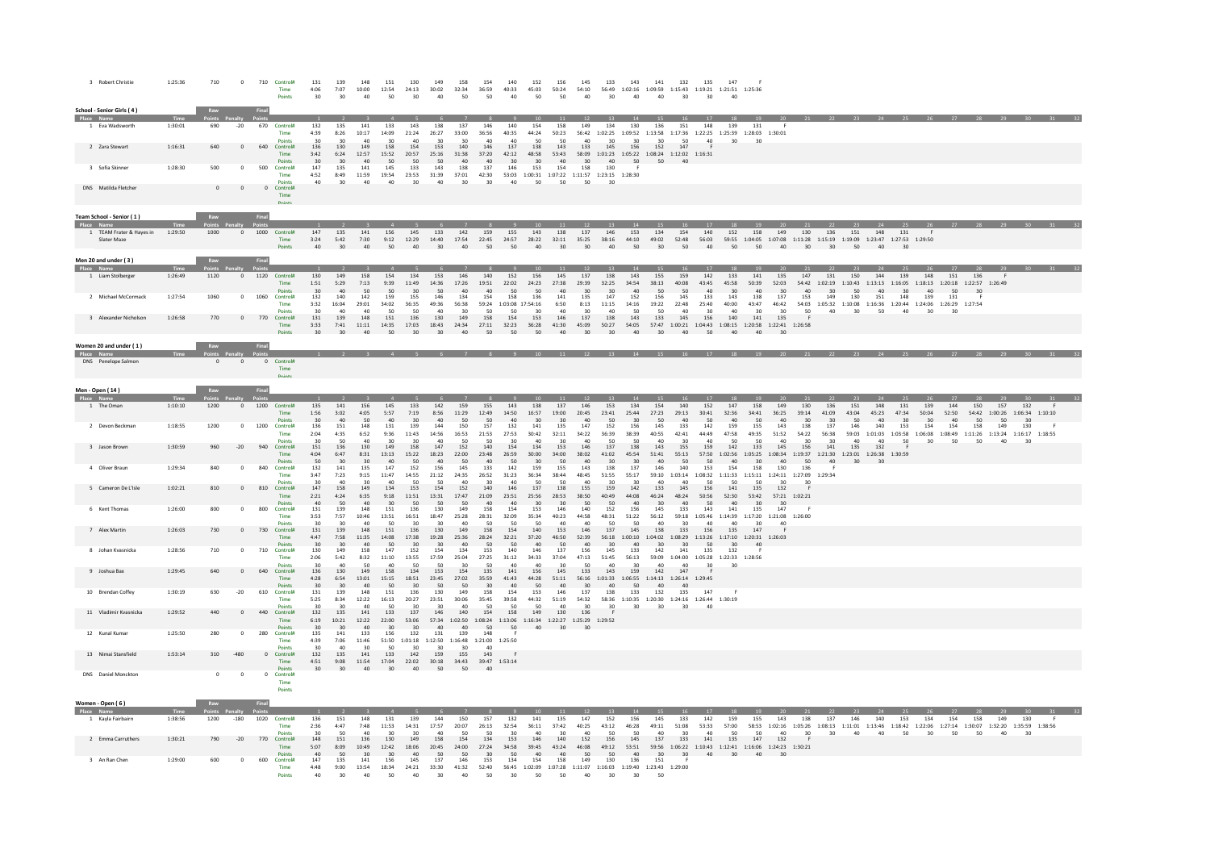| Place | Name | Time | Raw Points | Penalty | Final Points | | 1 | 2 | 3 | 4 | 5 | 6 | 7 | 8 | 9 | 10 | 11 | 12 | 13 | 14 | 15 | 16 | 17 | 18 | 19 |
|---|---|---|---|---|---|---|---|---|---|---|---|---|---|---|---|---|---|---|---|---|---|---|---|---|---|
| 3 | Robert Christie | 1:25:36 | 710 | 0 | 710 | Control# | 131 | 139 | 148 | 151 | 130 | 149 | 158 | 154 | 140 | 152 | 156 | 145 | 133 | 143 | 141 | 132 | 135 | 147 | F |
| | | | | | | Time | 4:06 | 7:07 | 10:00 | 12:54 | 24:13 | 30:02 | 32:34 | 36:59 | 40:33 | 45:03 | 50:24 | 54:10 | 56:49 | 1:02:16 | 1:09:59 | 1:15:43 | 1:19:21 | 1:21:51 | 1:25:36 |
| | | | | | | Points | 30 | 30 | 40 | 50 | 30 | 40 | 50 | 50 | 40 | 50 | 50 | 40 | 30 | 40 | 40 | 30 | 30 | 40 | |

## School - Senior Girls ( 4 )

| Place | Name | Time | Raw Points | Penalty | Final Points | | 1 | 2 | 3 | 4 | 5 | 6 | 7 | 8 | 9 | 10 | 11 | 12 | 13 | 14 | 15 | 16 | 17 | 18 | 19 | 20 |
|---|---|---|---|---|---|---|---|---|---|---|---|---|---|---|---|---|---|---|---|---|---|---|---|---|---|---|
| 1 | Eva Wadsworth | 1:30:01 | 690 | -20 | 670 | Control# | 132 | 135 | 141 | 133 | 143 | 138 | 137 | 146 | 140 | 154 | 158 | 149 | 134 | 130 | 136 | 151 | 148 | 139 | 131 | F |
| | | | | | | Time | 4:39 | 8:26 | 10:17 | 14:09 | 21:24 | 26:27 | 33:00 | 36:56 | 40:35 | 44:24 | 50:23 | 56:42 | 1:02:25 | 1:09:52 | 1:13:58 | 1:17:36 | 1:22:25 | 1:25:39 | 1:28:03 | 1:30:01 |
| | | | | | | Points | 30 | 30 | 40 | 30 | 40 | 30 | 30 | 40 | 40 | 50 | 50 | 40 | 30 | 30 | 30 | 50 | 40 | 30 | 30 | |
| 2 | Zara Stewart | 1:16:31 | 640 | 0 | 640 | Control# | 136 | 130 | 149 | 158 | 154 | 153 | 140 | 146 | 137 | 138 | 143 | 133 | 145 | 156 | 152 | 147 | F | | | |
| | | | | | | Time | 3:42 | 6:24 | 12:57 | 15:52 | 20:57 | 25:16 | 31:38 | 37:20 | 42:12 | 48:58 | 53:43 | 58:09 | 1:01:23 | 1:05:22 | 1:08:24 | 1:12:02 | 1:16:31 | | | |
| | | | | | | Points | 30 | 30 | 40 | 50 | 50 | 50 | 40 | 40 | 30 | 30 | 40 | 30 | 40 | 50 | 50 | 40 | | | | |
| 3 | Sofia Skinner | 1:28:30 | 500 | 0 | 500 | Control# | 147 | 135 | 141 | 145 | 133 | 143 | 138 | 137 | 146 | 153 | 154 | 158 | 130 | F | | | | | | |
| | | | | | | Time | 4:52 | 8:49 | 11:59 | 19:54 | 23:53 | 31:39 | 37:01 | 42:30 | 53:03 | 1:00:31 | 1:07:22 | 1:11:57 | 1:23:15 | 1:28:30 | | | | | | |
| | | | | | | Points | 40 | 30 | 40 | 40 | 30 | 40 | 30 | 30 | 40 | 50 | 50 | 50 | 30 | | | | | | | |
| DNS | Matilda Fletcher | | 0 | 0 | 0 | Control# | | | | | | | | | | | | | | | | | | | | |
| | | | | | | Time | | | | | | | | | | | | | | | | | | | | |
| | | | | | | Points | | | | | | | | | | | | | | | | | | | | |

## Team School - Senior ( 1 )

| Place | Name | Time | Raw Points | Penalty | Final Points | | 1 | 2 | 3 | 4 | 5 | 6 | 7 | 8 | 9 | 10 | 11 | 12 | 13 | 14 | 15 | 16 | 17 | 18 | 19 | 20 | 21 | 22 | 23 | 24 | 25 | 26 |
|---|---|---|---|---|---|---|---|---|---|---|---|---|---|---|---|---|---|---|---|---|---|---|---|---|---|---|---|---|---|---|---|---|
| 1 | TEAM Frater & Hayes in Slater Maze | 1:29:50 | 1000 | 0 | 1000 | Control# | 147 | 135 | 141 | 156 | 145 | 133 | 142 | 159 | 155 | 143 | 138 | 137 | 146 | 153 | 134 | 154 | 140 | 152 | 158 | 149 | 130 | 136 | 151 | 148 | 131 | F |
| | | | | | | Time | 3:24 | 5:42 | 7:30 | 9:12 | 12:29 | 14:40 | 17:54 | 22:45 | 24:57 | 28:22 | 32:11 | 35:25 | 38:16 | 44:10 | 49:02 | 52:48 | 56:03 | 59:55 | 1:04:05 | 1:07:08 | 1:11:28 | 1:15:19 | 1:19:09 | 1:23:47 | 1:27:53 | 1:29:50 |
| | | | | | | Points | 40 | 30 | 40 | 50 | 40 | 30 | 40 | 50 | 50 | 40 | 30 | 30 | 40 | 50 | 30 | 50 | 40 | 50 | 50 | 40 | 30 | 30 | 50 | 40 | 30 | |

## Men 20 and under ( 3 )

| Place | Name | Time | Raw Points | Penalty | Final Points | | 1 | 2 | 3 | 4 | 5 | 6 | 7 | 8 | 9 | 10 | 11 | 12 | 13 | 14 | 15 | 16 | 17 | 18 | 19 | 20 | 21 | 22 | 23 | 24 | 25 | 26 | 27 | 28 | 29 |
|---|---|---|---|---|---|---|---|---|---|---|---|---|---|---|---|---|---|---|---|---|---|---|---|---|---|---|---|---|---|---|---|---|---|---|---|
| 1 | Liam Stolberger | 1:26:49 | 1120 | 0 | 1120 | Control# | 130 | 149 | 158 | 154 | 134 | 153 | 146 | 140 | 152 | 156 | 145 | 137 | 138 | 143 | 155 | 159 | 142 | 133 | 141 | 135 | 147 | 131 | 150 | 144 | 139 | 148 | 151 | 136 | F |
| | | | | | | Time | 1:51 | 5:29 | 7:13 | 9:39 | 11:49 | 14:36 | 17:26 | 19:51 | 22:02 | 24:23 | 27:38 | 29:39 | 32:25 | 34:54 | 38:13 | 40:08 | 43:45 | 45:58 | 50:39 | 52:03 | 54:42 | 1:02:19 | 1:10:43 | 1:13:13 | 1:16:05 | 1:18:13 | 1:20:18 | 1:22:57 | 1:26:49 |
| | | | | | | Points | 30 | 40 | 50 | 50 | 30 | 50 | 40 | 40 | 50 | 50 | 40 | 30 | 30 | 40 | 50 | 50 | 40 | 30 | 40 | 30 | 40 | 30 | 50 | 40 | 30 | 40 | 50 | 30 | |
| 2 | Michael McCormack | 1:27:54 | 1060 | 0 | 1060 | Control# | 132 | 140 | 142 | 159 | 155 | 146 | 134 | 154 | 158 | 156 | 141 | 135 | 147 | 152 | 156 | 145 | 133 | 143 | 138 | 137 | 153 | 149 | 130 | 151 | 148 | 139 | 131 | F | |
| | | | | | | Time | 3:32 | 16:04 | 29:01 | 34:02 | 36:35 | 49:36 | 56:38 | 59:24 | 1:03:08 | 17:54:16 | 6:50 | 8:13 | 11:15 | 14:16 | 19:22 | 22:48 | 25:40 | 40:00 | 43:47 | 46:42 | 54:03 | 1:05:32 | 1:10:08 | 1:16:36 | 1:20:44 | 1:24:06 | 1:26:29 | 1:27:54 | |
| | | | | | | Points | 30 | 40 | 40 | 50 | 50 | 40 | 30 | 50 | 50 | 50 | 40 | 30 | 40 | 50 | 50 | 40 | 30 | 40 | 30 | 30 | 50 | 40 | 30 | 50 | 40 | 30 | 30 | | |
| 3 | Alexander Nicholson | 1:26:58 | 770 | 0 | 770 | Control# | 131 | 139 | 148 | 151 | 136 | 130 | 149 | 158 | 154 | 153 | 146 | 137 | 138 | 143 | 133 | 145 | 156 | 140 | 141 | 135 | F | | | | | | | | |
| | | | | | | Time | 3:33 | 7:41 | 11:11 | 14:35 | 17:03 | 18:43 | 24:34 | 27:11 | 32:23 | 36:28 | 41:30 | 45:09 | 50:27 | 54:05 | 57:47 | 1:00:21 | 1:04:43 | 1:08:15 | 1:20:58 | 1:22:41 | 1:26:58 | | | | | | | | |
| | | | | | | Points | 30 | 30 | 40 | 50 | 30 | 30 | 40 | 50 | 50 | 50 | 40 | 30 | 30 | 40 | 30 | 40 | 50 | 40 | 40 | 30 | | | | | | | | | |

## Women 20 and under ( 1 )

| Place | Name | Time | Raw Points | Penalty | Final Points | | 1 | 2 | 3 |
|---|---|---|---|---|---|---|---|---|---|
| DNS | Penelope Salmon | | 0 | 0 | 0 | Control# | | | |
| | | | | | | Time | | | |
| | | | | | | Points | | | |

## Men - Open ( 14 )

| Place | Name | Time | Raw Points | Penalty | Final Points | | 1 | 2 | 3 | 4 | 5 | 6 | 7 | 8 | 9 | 10 | 11 | 12 | 13 | 14 | 15 | 16 | 17 | 18 | 19 | 20 | 21 | 22 | 23 | 24 | 25 | 26 | 27 | 28 | 29 | 30 | 31 |
|---|---|---|---|---|---|---|---|---|---|---|---|---|---|---|---|---|---|---|---|---|---|---|---|---|---|---|---|---|---|---|---|---|---|---|---|---|---|
| 1 | The Oman | 1:10:10 | 1200 | 0 | 1200 | Control# | 135 | 141 | 156 | 145 | 133 | 142 | 159 | 155 | 143 | 138 | 137 | 146 | 153 | 134 | 154 | 140 | 152 | 147 | 158 | 149 | 130 | 136 | 151 | 148 | 131 | 139 | 144 | 150 | 157 | 132 | F |
| | | | | | | Time | 1:56 | 3:02 | 4:05 | 5:57 | 7:19 | 8:56 | 11:29 | 12:49 | 14:50 | 16:57 | 19:00 | 20:45 | 23:41 | 25:44 | 27:23 | 29:13 | 30:41 | 32:36 | 34:41 | 36:25 | 39:14 | 41:09 | 43:04 | 45:23 | 47:34 | 50:04 | 52:50 | 54:42 | 1:00:26 | 1:06:34 | 1:10:10 |
| | | | | | | Points | 30 | 40 | 50 | 40 | 30 | 40 | 50 | 50 | 40 | 30 | 30 | 40 | 50 | 30 | 50 | 40 | 50 | 40 | 50 | 40 | 30 | 30 | 50 | 40 | 30 | 30 | 40 | 50 | 50 | 30 | |
| 2 | Devon Beckman | 1:18:55 | 1200 | 0 | 1200 | Control# | 136 | 151 | 148 | 131 | 139 | 144 | 150 | 157 | 132 | 141 | 135 | 147 | 152 | 156 | 145 | 133 | 142 | 159 | 155 | 143 | 138 | 137 | 146 | 140 | 153 | 134 | 154 | 158 | 149 | 130 | F |
| | | | | | | Time | 2:04 | 4:35 | 6:52 | 9:36 | 11:43 | 14:56 | 16:53 | 21:53 | 27:53 | 30:42 | 32:11 | 34:22 | 36:39 | 38:39 | 40:55 | 42:41 | 44:49 | 47:58 | 49:35 | 51:52 | 54:22 | 56:38 | 59:03 | 1:01:03 | 1:03:58 | 1:06:08 | 1:08:49 | 1:11:26 | 1:13:24 | 1:16:17 | 1:18:55 |
| | | | | | | Points | 30 | 50 | 40 | 30 | 30 | 40 | 50 | 50 | 30 | 40 | 30 | 40 | 50 | 50 | 40 | 30 | 40 | 50 | 50 | 40 | 30 | 30 | 40 | 40 | 50 | 30 | 50 | 50 | 40 | 30 | |
| 3 | Jason Brown | 1:30:59 | 960 | -20 | 940 | Control# | 151 | 136 | 130 | 149 | 158 | 147 | 152 | 140 | 154 | 134 | 153 | 146 | 137 | 138 | 143 | 155 | 159 | 142 | 133 | 145 | 156 | 141 | 135 | 132 | F | | | | | | |
| | | | | | | Time | 4:04 | 6:47 | 8:31 | 13:13 | 15:22 | 18:23 | 22:00 | 23:48 | 26:59 | 30:00 | 34:00 | 38:02 | 41:02 | 45:54 | 51:41 | 55:13 | 57:50 | 1:02:56 | 1:05:25 | 1:08:34 | 1:19:37 | 1:21:30 | 1:23:01 | 1:26:38 | 1:30:59 | | | | | | |
| | | | | | | Points | 50 | 30 | 30 | 40 | 50 | 40 | 50 | 40 | 50 | 30 | 50 | 40 | 30 | 30 | 40 | 50 | 50 | 40 | 30 | 40 | 50 | 40 | 30 | 30 | | | | | | | |
| 4 | Oliver Braun | 1:29:34 | 840 | 0 | 840 | Control# | 132 | 141 | 135 | 147 | 152 | 156 | 145 | 133 | 142 | 159 | 155 | 143 | 138 | 137 | 146 | 140 | 153 | 154 | 158 | 130 | 136 | F | | | | | | | | | |
| | | | | | | Time | 3:47 | 7:23 | 9:15 | 11:47 | 14:55 | 21:12 | 24:35 | 26:52 | 31:23 | 36:34 | 38:44 | 48:45 | 51:55 | 55:17 | 59:10 | 1:03:14 | 1:08:32 | 1:11:33 | 1:15:11 | 1:24:11 | 1:27:09 | 1:29:34 | | | | | | | | | |
| | | | | | | Points | 30 | 40 | 30 | 40 | 50 | 50 | 40 | 30 | 40 | 50 | 50 | 40 | 30 | 30 | 40 | 40 | 50 | 50 | 50 | 30 | 30 | | | | | | | | | | |
| 5 | Cameron De L'Isle | 1:02:21 | 810 | 0 | 810 | Control# | 147 | 158 | 149 | 134 | 153 | 154 | 152 | 140 | 146 | 137 | 138 | 155 | 159 | 142 | 133 | 145 | 156 | 141 | 135 | 132 | F | | | | | | | | | | |
| | | | | | | Time | 2:21 | 4:24 | 6:35 | 9:18 | 11:51 | 13:31 | 17:47 | 21:09 | 23:51 | 25:56 | 28:53 | 38:50 | 40:49 | 44:08 | 46:24 | 48:24 | 50:56 | 52:30 | 53:42 | 57:21 | 1:02:21 | | | | | | | | | | |
| | | | | | | Points | 40 | 50 | 40 | 30 | 50 | 50 | 50 | 40 | 40 | 30 | 30 | 50 | 50 | 40 | 30 | 40 | 50 | 40 | 30 | 30 | | | | | | | | | | | |
| 6 | Kent Thomas | 1:26:00 | 800 | 0 | 800 | Control# | 131 | 139 | 148 | 151 | 136 | 130 | 149 | 158 | 154 | 153 | 146 | 140 | 152 | 156 | 145 | 133 | 143 | 141 | 135 | 147 | F | | | | | | | | | | |
| | | | | | | Time | 3:53 | 7:57 | 10:46 | 13:51 | 18:47 | 25:28 | 28:31 | 32:09 | 35:34 | 40:23 | 44:58 | 48:31 | 51:22 | 56:12 | 59:18 | 1:05:46 | 1:14:39 | 1:17:20 | 1:21:08 | 1:26:00 | | | | | | | | | | | |
| | | | | | | Points | 30 | 30 | 40 | 50 | 30 | 30 | 40 | 50 | 50 | 50 | 40 | 40 | 50 | 50 | 40 | 30 | 40 | 40 | 30 | 40 | | | | | | | | | | | |
| 7 | Alex Martin | 1:26:03 | 730 | 0 | 730 | Control# | 131 | 139 | 148 | 151 | 136 | 130 | 149 | 158 | 154 | 140 | 152 | 156 | 137 | 145 | 138 | 133 | 156 | 135 | 147 | F | | | | | | | | | | | |
| | | | | | | Time | 4:47 | 7:58 | 11:35 | 14:08 | 17:38 | 19:28 | 25:36 | 28:24 | 32:21 | 37:20 | 46:50 | 52:39 | 56:18 | 1:00:10 | 1:04:02 | 1:08:29 | 1:13:26 | 1:17:10 | 1:20:31 | 1:26:03 | | | | | | | | | | | |
| | | | | | | Points | 30 | 30 | 40 | 50 | 30 | 30 | 40 | 50 | 50 | 40 | 50 | 50 | 30 | 40 | 30 | 30 | 50 | 30 | 40 | | | | | | | | | | | | |
| 8 | Johan Kvasnicka | 1:28:56 | 710 | 0 | 710 | Control# | 130 | 149 | 158 | 147 | 152 | 154 | 134 | 153 | 140 | 146 | 137 | 156 | 145 | 133 | 142 | 141 | 135 | 132 | F | | | | | | | | | | | | |
| | | | | | | Time | 2:06 | 5:42 | 8:32 | 11:10 | 13:55 | 17:59 | 25:04 | 27:25 | 31:12 | 34:33 | 37:04 | 47:13 | 51:45 | 56:13 | 59:09 | 1:04:00 | 1:05:28 | 1:22:33 | 1:28:56 | | | | | | | | | | | | |
| | | | | | | Points | 30 | 40 | 50 | 40 | 50 | 50 | 30 | 50 | 40 | 40 | 30 | 50 | 40 | 30 | 40 | 40 | 30 | 30 | | | | | | | | | | | | | |
| 9 | Joshua Bax | 1:29:45 | 640 | 0 | 640 | Control# | 136 | 130 | 149 | 158 | 154 | 153 | 154 | 135 | 141 | 156 | 145 | 133 | 143 | 159 | 142 | 147 | F | | | | | | | | | | | | | | |
| | | | | | | Time | 4:28 | 6:54 | 13:01 | 15:15 | 18:51 | 23:45 | 27:02 | 35:59 | 41:43 | 44:28 | 51:11 | 56:16 | 1:01:33 | 1:06:55 | 1:14:13 | 1:26:14 | 1:29:45 | | | | | | | | | | | | | | |
| | | | | | | Points | 30 | 30 | 40 | 50 | 50 | 50 | 50 | 30 | 40 | 50 | 40 | 30 | 40 | 50 | 40 | 40 | | | | | | | | | | | | | | | |
| 10 | Brendan Coffey | 1:30:19 | 630 | -20 | 610 | Control# | 131 | 139 | 148 | 151 | 136 | 130 | 149 | 158 | 154 | 153 | 146 | 137 | 138 | 133 | 132 | 135 | 147 | F | | | | | | | | | | | | | |
| | | | | | | Time | 5:25 | 8:34 | 12:22 | 16:13 | 20:27 | 23:51 | 30:06 | 35:45 | 39:58 | 44:32 | 51:19 | 54:32 | 58:36 | 1:10:35 | 1:20:30 | 1:24:16 | 1:26:44 | 1:30:19 | | | | | | | | | | | | | |
| | | | | | | Points | 30 | 30 | 40 | 50 | 30 | 30 | 40 | 50 | 50 | 50 | 40 | 30 | 30 | 30 | 30 | 30 | 40 | | | | | | | | | | | | | | |
| 11 | Vladimir Kvasnicka | 1:29:52 | 440 | 0 | 440 | Control# | 132 | 135 | 141 | 133 | 137 | 146 | 140 | 154 | 158 | 149 | 130 | 136 | F | | | | | | | | | | | | | | | | | | |
| | | | | | | Time | 6:19 | 10:21 | 12:22 | 22:00 | 53:06 | 57:34 | 1:02:50 | 1:08:24 | 1:13:06 | 1:16:34 | 1:22:27 | 1:25:29 | 1:29:52 | | | | | | | | | | | | | | | | | | |
| | | | | | | Points | 30 | 30 | 40 | 30 | 30 | 40 | 40 | 50 | 50 | 40 | 30 | 30 | | | | | | | | | | | | | | | | | | | |
| 12 | Kunal Kumar | 1:25:50 | 280 | 0 | 280 | Control# | 135 | 141 | 133 | 156 | 132 | 131 | 139 | 148 | F | | | | | | | | | | | | | | | | | | | | | | |
| | | | | | | Time | 4:39 | 7:06 | 11:46 | 51:50 | 1:01:18 | 1:12:50 | 1:16:48 | 1:21:00 | 1:25:50 | | | | | | | | | | | | | | | | | | | | | | |
| | | | | | | Points | 30 | 40 | 30 | 50 | 30 | 30 | 30 | 40 | | | | | | | | | | | | | | | | | | | | | | | |
| 13 | Nimai Stansfield | 1:53:14 | 310 | -480 | 0 | Control# | 132 | 135 | 141 | 133 | 142 | 159 | 155 | 143 | F | | | | | | | | | | | | | | | | | | | | | | |
| | | | | | | Time | 4:51 | 9:08 | 11:54 | 17:04 | 22:02 | 30:18 | 34:43 | 39:47 | 1:53:14 | | | | | | | | | | | | | | | | | | | | | | |
| | | | | | | Points | 30 | 30 | 40 | 30 | 40 | 50 | 50 | 40 | | | | | | | | | | | | | | | | | | | | | | | |
| DNS | Daniel Monckton | | 0 | 0 | 0 | Control# | | | | | | | | | | | | | | | | | | | | | | | | | | | | | | | |
| | | | | | | Time | | | | | | | | | | | | | | | | | | | | | | | | | | | | | | | |
| | | | | | | Points | | | | | | | | | | | | | | | | | | | | | | | | | | | | | | | |

## Women - Open ( 6 )

| Place | Name | Time | Raw Points | Penalty | Final Points | | 1 | 2 | 3 | 4 | 5 | 6 | 7 | 8 | 9 | 10 | 11 | 12 | 13 | 14 | 15 | 16 | 17 | 18 | 19 | 20 | 21 | 22 | 23 | 24 | 25 | 26 | 27 | 28 | 29 | 30 | 31 |
|---|---|---|---|---|---|---|---|---|---|---|---|---|---|---|---|---|---|---|---|---|---|---|---|---|---|---|---|---|---|---|---|---|---|---|---|---|---|
| 1 | Kayla Fairbairn | 1:38:56 | 1200 | -180 | 1020 | Control# | 136 | 151 | 148 | 131 | 139 | 144 | 150 | 157 | 132 | 141 | 135 | 147 | 152 | 156 | 145 | 133 | 142 | 159 | 155 | 143 | 138 | 137 | 146 | 140 | 153 | 134 | 154 | 158 | 149 | 130 | F |
| | | | | | | Time | 2:36 | 4:47 | 7:48 | 11:53 | 14:31 | 17:57 | 20:07 | 26:13 | 32:54 | 36:11 | 37:42 | 40:25 | 43:12 | 46:28 | 49:11 | 51:08 | 53:53 | 57:00 | 58:53 | 1:02:16 | 1:05:26 | 1:08:13 | 1:11:01 | 1:13:46 | 1:18:42 | 1:22:06 | 1:27:14 | 1:30:07 | 1:32:20 | 1:35:59 | 1:38:56 |
| | | | | | | Points | 30 | 50 | 40 | 30 | 30 | 40 | 50 | 50 | 30 | 40 | 30 | 40 | 50 | 50 | 40 | 30 | 40 | 50 | 50 | 40 | 30 | 30 | 40 | 40 | 50 | 30 | 50 | 50 | 40 | 30 | |
| 2 | Emma Carruthers | 1:30:21 | 790 | -20 | 770 | Control# | 148 | 151 | 136 | 130 | 149 | 158 | 154 | 134 | 153 | 146 | 140 | 152 | 156 | 145 | 137 | 133 | 141 | 135 | 147 | 132 | F | | | | | | | | | | |
| | | | | | | Time | 5:07 | 8:09 | 10:49 | 12:42 | 18:06 | 20:45 | 24:00 | 27:24 | 34:58 | 39:45 | 43:24 | 46:08 | 49:12 | 53:51 | 59:56 | 1:06:22 | 1:10:43 | 1:12:41 | 1:16:06 | 1:24:23 | 1:30:21 | | | | | | | | | | |
| | | | | | | Points | 40 | 50 | 30 | 30 | 40 | 50 | 50 | 30 | 50 | 40 | 40 | 50 | 50 | 40 | 30 | 30 | 40 | 30 | 40 | 30 | | | | | | | | | | | |
| 3 | An Ran Chen | 1:29:00 | 600 | 0 | 600 | Control# | 147 | 135 | 141 | 156 | 145 | 137 | 146 | 153 | 134 | 154 | 158 | 149 | 130 | 136 | 151 | F | | | | | | | | | | | | | | | |
| | | | | | | Time | 4:48 | 9:00 | 13:54 | 18:34 | 24:21 | 33:30 | 41:32 | 52:40 | 56:45 | 1:02:09 | 1:07:28 | 1:11:07 | 1:16:03 | 1:19:40 | 1:23:43 | 1:29:00 | | | | | | | | | | | | | | | |
| | | | | | | Points | 40 | 30 | 40 | 50 | 40 | 30 | 40 | 50 | 30 | 50 | 50 | 40 | 30 | 30 | 50 | | | | | | | | | | | | | | | | |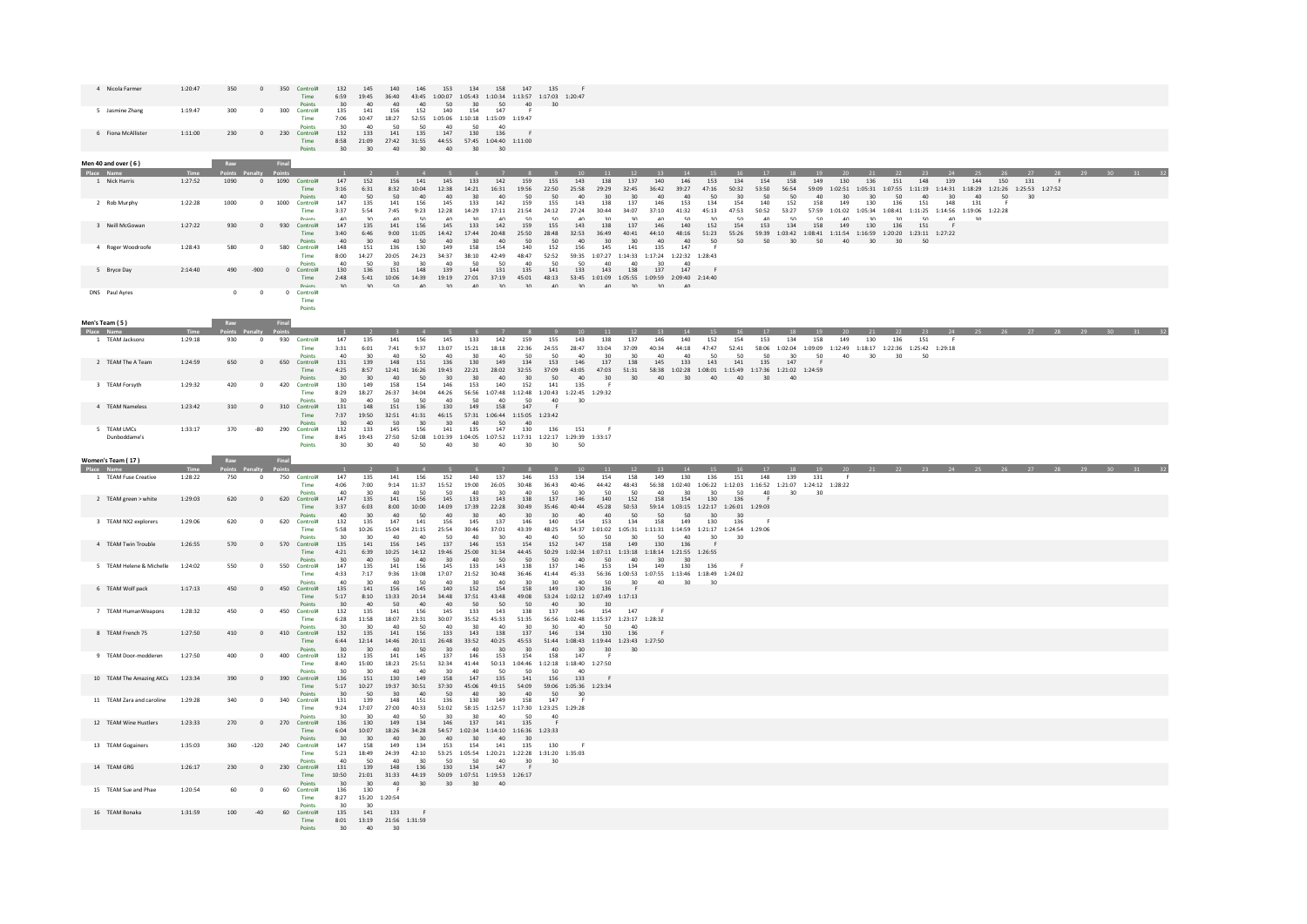| Place | Name | Time | Raw Points | Penalty | Final Points | | 1 | 2 | 3 | 4 | 5 | 6 | 7 | 8 | 9 | 10 | 11 | 12 | 13 | 14 | 15 | 16 | 17 | 18 | 19 | 20 | 21 | 22 | 23 | 24 | 25 | 26 | 27 | 28 | 29 | 30 | 31 | 32 |
|---|---|---|---|---|---|---|---|---|---|---|---|---|---|---|---|---|---|---|---|---|---|---|---|---|---|---|---|---|---|---|---|---|---|---|---|---|---|---|
| 4 | Nicola Farmer | 1:20:47 | 350 | 0 | 350 | Control# | 132 | 145 | 140 | 146 | 153 | 134 | 158 | 147 | 135 | F |
| | | | | | | Time | 6:59 | 19:45 | 36:40 | 43:45 | 1:00:07 | 1:05:43 | 1:10:34 | 1:13:57 | 1:17:03 | 1:20:47 |
| | | | | | | Points | 30 | 40 | 40 | 40 | 50 | 30 | 50 | 40 | 30 |
| 5 | Jasmine Zhang | 1:19:47 | 300 | 0 | 300 | Control# | 135 | 141 | 156 | 152 | 140 | 154 | 147 | F |
| | | | | | | Time | 7:06 | 10:47 | 18:27 | 52:55 | 1:05:06 | 1:10:18 | 1:15:09 | 1:19:47 |
| | | | | | | Points | 30 | 40 | 50 | 50 | 40 | 50 | 40 |
| 6 | Fiona McAllister | 1:11:00 | 230 | 0 | 230 | Control# | 132 | 133 | 141 | 135 | 147 | 130 | 136 | F |
| | | | | | | Time | 8:58 | 21:09 | 27:42 | 31:55 | 44:55 | 57:45 | 1:04:40 | 1:11:00 |
| | | | | | | Points | 30 | 30 | 40 | 30 | 40 | 30 | 30 |

## Men 40 and over ( 6 )

| Place | Name | Time | Raw Points | Penalty | Final Points | | 1 | 2 | 3 | 4 | 5 | 6 | 7 | 8 | 9 | 10 | 11 | 12 | 13 | 14 | 15 | 16 | 17 | 18 | 19 | 20 | 21 | 22 | 23 | 24 | 25 | 26 | 27 | 28 | 29 | 30 | 31 | 32 |
|---|---|---|---|---|---|---|---|---|---|---|---|---|---|---|---|---|---|---|---|---|---|---|---|---|---|---|---|---|---|---|---|---|---|---|---|---|---|---|
| 1 | Nick Harris | 1:27:52 | 1090 | 0 | 1090 | Control# | 147 | 152 | 156 | 141 | 145 | 133 | 142 | 159 | 155 | 143 | 138 | 137 | 140 | 146 | 153 | 134 | 154 | 158 | 149 | 130 | 136 | 151 | 148 | 139 | 144 | 150 | 131 | F |
| | | | | | | Time | 3:16 | 6:31 | 8:32 | 10:04 | 12:38 | 14:21 | 16:31 | 19:56 | 22:50 | 25:58 | 29:29 | 32:45 | 36:42 | 39:27 | 47:16 | 50:32 | 53:50 | 56:54 | 59:09 | 1:02:51 | 1:05:31 | 1:07:55 | 1:11:19 | 1:14:31 | 1:18:29 | 1:21:26 | 1:25:53 | 1:27:52 |
| | | | | | | Points | 40 | 50 | 50 | 40 | 40 | 30 | 40 | 50 | 50 | 40 | 30 | 30 | 40 | 40 | 50 | 30 | 50 | 50 | 40 | 30 | 30 | 50 | 40 | 30 | 40 | 50 | 30 |
| 2 | Rob Murphy | 1:22:28 | 1000 | 0 | 1000 | Control# | 147 | 135 | 141 | 156 | 145 | 133 | 142 | 159 | 155 | 143 | 138 | 137 | 146 | 153 | 134 | 154 | 140 | 152 | 158 | 149 | 130 | 136 | 151 | 148 | 131 | F |
| | | | | | | Time | 3:37 | 5:54 | 7:45 | 9:23 | 12:28 | 14:29 | 17:11 | 21:54 | 24:12 | 27:24 | 30:44 | 34:07 | 37:10 | 41:32 | 45:13 | 47:53 | 50:52 | 53:27 | 57:59 | 1:01:02 | 1:05:34 | 1:08:41 | 1:11:25 | 1:14:56 | 1:19:06 | 1:22:28 |
| | | | | | | Points | 40 | 30 | 40 | 50 | 40 | 30 | 40 | 50 | 50 | 40 | 30 | 30 | 40 | 50 | 30 | 50 | 40 | 50 | 50 | 40 | 30 | 30 | 50 | 40 | 30 |
| 3 | Neill McGowan | 1:27:22 | 930 | 0 | 930 | Control# | 147 | 135 | 141 | 156 | 145 | 133 | 142 | 159 | 155 | 143 | 138 | 137 | 146 | 140 | 152 | 154 | 153 | 134 | 158 | 149 | 130 | 136 | 151 | F |
| | | | | | | Time | 3:40 | 6:46 | 9:00 | 11:05 | 14:42 | 17:44 | 20:48 | 25:50 | 28:48 | 32:53 | 36:49 | 40:41 | 44:10 | 48:16 | 51:23 | 55:26 | 59:39 | 1:03:42 | 1:08:41 | 1:11:54 | 1:16:59 | 1:20:20 | 1:23:11 | 1:27:22 |
| | | | | | | Points | 40 | 30 | 40 | 50 | 40 | 30 | 40 | 50 | 50 | 40 | 30 | 30 | 40 | 40 | 50 | 50 | 50 | 30 | 50 | 40 | 30 | 30 | 50 |
| 4 | Roger Woodroofe | 1:28:43 | 580 | 0 | 580 | Control# | 148 | 151 | 136 | 130 | 149 | 158 | 154 | 140 | 152 | 156 | 145 | 141 | 135 | 147 | F |
| | | | | | | Time | 8:00 | 14:27 | 20:05 | 24:23 | 34:37 | 38:10 | 42:49 | 48:47 | 52:52 | 59:35 | 1:07:27 | 1:14:33 | 1:17:24 | 1:22:32 | 1:28:43 |
| | | | | | | Points | 40 | 50 | 30 | 30 | 40 | 50 | 50 | 40 | 50 | 50 | 40 | 40 | 30 | 40 |
| 5 | Bryce Day | 2:14:40 | 490 | -900 | 0 | Control# | 130 | 136 | 151 | 148 | 139 | 144 | 131 | 135 | 141 | 133 | 143 | 138 | 137 | 147 | F |
| | | | | | | Time | 2:48 | 5:41 | 10:06 | 14:39 | 19:19 | 27:01 | 37:19 | 45:01 | 48:13 | 53:45 | 1:01:09 | 1:05:55 | 1:09:59 | 2:09:40 | 2:14:40 |
| | | | | | | Points | 30 | 30 | 50 | 40 | 30 | 40 | 30 | 30 | 40 | 30 | 40 | 30 | 30 | 40 |
| DNS | Paul Ayres | | 0 | 0 | 0 | Control# |
| | | | | | | Time |
| | | | | | | Points |

## Men's Team ( 5 )

| Place | Name | Time | Raw Points | Penalty | Final Points | | 1 | 2 | 3 | 4 | 5 | 6 | 7 | 8 | 9 | 10 | 11 | 12 | 13 | 14 | 15 | 16 | 17 | 18 | 19 | 20 | 21 | 22 | 23 | 24 | 25 | 26 | 27 | 28 | 29 | 30 | 31 | 32 |
|---|---|---|---|---|---|---|---|---|---|---|---|---|---|---|---|---|---|---|---|---|---|---|---|---|---|---|---|---|---|---|---|---|---|---|---|---|---|---|
| 1 | TEAM Jacksonz | 1:29:18 | 930 | 0 | 930 | Control# | 147 | 135 | 141 | 156 | 145 | 133 | 142 | 159 | 155 | 143 | 138 | 137 | 146 | 140 | 152 | 154 | 153 | 134 | 158 | 149 | 130 | 136 | 151 | F |
| | | | | | | Time | 3:31 | 6:01 | 7:41 | 9:37 | 13:07 | 15:21 | 18:18 | 22:36 | 24:55 | 28:47 | 33:04 | 37:09 | 40:34 | 44:18 | 47:47 | 52:41 | 58:06 | 1:02:04 | 1:09:09 | 1:12:49 | 1:18:17 | 1:22:36 | 1:25:42 | 1:29:18 |
| | | | | | | Points | 40 | 30 | 40 | 50 | 40 | 30 | 40 | 50 | 50 | 40 | 30 | 30 | 40 | 40 | 50 | 50 | 50 | 30 | 50 | 40 | 30 | 30 | 50 |
| 2 | TEAM The A Team | 1:24:59 | 650 | 0 | 650 | Control# | 131 | 139 | 148 | 151 | 136 | 130 | 149 | 134 | 153 | 146 | 137 | 138 | 145 | 133 | 143 | 141 | 135 | 147 | F |
| | | | | | | Time | 4:25 | 8:57 | 12:41 | 16:26 | 19:43 | 22:21 | 28:02 | 32:55 | 37:09 | 43:05 | 47:03 | 51:31 | 58:38 | 1:02:28 | 1:08:01 | 1:15:49 | 1:17:36 | 1:21:02 | 1:24:59 |
| | | | | | | Points | 30 | 30 | 40 | 50 | 30 | 30 | 40 | 30 | 50 | 40 | 30 | 30 | 40 | 30 | 40 | 40 | 30 | 40 |
| 3 | TEAM Forsyth | 1:29:32 | 420 | 0 | 420 | Control# | 130 | 149 | 158 | 154 | 146 | 153 | 140 | 152 | 141 | 135 | F |
| | | | | | | Time | 8:29 | 18:27 | 26:37 | 34:04 | 44:26 | 56:56 | 1:07:48 | 1:12:48 | 1:20:43 | 1:22:45 | 1:29:32 |
| | | | | | | Points | 30 | 40 | 50 | 50 | 40 | 50 | 40 | 50 | 40 | 30 |
| 4 | TEAM Nameless | 1:23:42 | 310 | 0 | 310 | Control# | 131 | 148 | 151 | 136 | 130 | 149 | 158 | 147 | F |
| | | | | | | Time | 7:37 | 19:50 | 32:51 | 41:31 | 46:15 | 57:31 | 1:06:44 | 1:15:05 | 1:23:42 |
| | | | | | | Points | 30 | 40 | 50 | 30 | 30 | 40 | 50 | 40 |
| 5 | TEAM LMCs Dunboddame's | 1:33:17 | 370 | -80 | 290 | Control# | 132 | 133 | 145 | 156 | 141 | 135 | 147 | 130 | 136 | 151 | F |
| | | | | | | Time | 8:45 | 19:43 | 27:50 | 52:08 | 1:01:39 | 1:04:05 | 1:07:52 | 1:17:31 | 1:22:17 | 1:29:39 | 1:33:17 |
| | | | | | | Points | 30 | 30 | 40 | 50 | 40 | 30 | 40 | 30 | 30 | 50 |

## Women's Team ( 17 )

| Place | Name | Time | Raw Points | Penalty | Final Points | | 1 | 2 | 3 | 4 | 5 | 6 | 7 | 8 | 9 | 10 | 11 | 12 | 13 | 14 | 15 | 16 | 17 | 18 | 19 | 20 | 21 | 22 | 23 | 24 | 25 | 26 | 27 | 28 | 29 | 30 | 31 | 32 |
|---|---|---|---|---|---|---|---|---|---|---|---|---|---|---|---|---|---|---|---|---|---|---|---|---|---|---|---|---|---|---|---|---|---|---|---|---|---|---|
| 1 | TEAM Fuse Creative | 1:28:22 | 750 | 0 | 750 | Control# | 147 | 135 | 141 | 156 | 152 | 140 | 137 | 146 | 153 | 134 | 154 | 158 | 149 | 130 | 136 | 151 | 148 | 139 | 131 | F |
| | | | | | | Time | 4:06 | 7:00 | 9:14 | 11:37 | 15:52 | 19:00 | 26:05 | 30:48 | 36:43 | 40:46 | 44:42 | 48:43 | 56:38 | 1:02:40 | 1:06:22 | 1:12:03 | 1:16:52 | 1:21:07 | 1:24:12 | 1:28:22 |
| | | | | | | Points | 40 | 30 | 40 | 50 | 50 | 40 | 30 | 40 | 50 | 30 | 50 | 50 | 40 | 30 | 30 | 50 | 40 | 30 | 30 |
| 2 | TEAM green > white | 1:29:03 | 620 | 0 | 620 | Control# | 147 | 135 | 141 | 156 | 145 | 133 | 143 | 138 | 137 | 146 | 140 | 152 | 158 | 154 | 130 | 136 | F |
| | | | | | | Time | 3:37 | 6:03 | 8:00 | 10:00 | 14:09 | 17:39 | 22:28 | 30:49 | 35:46 | 40:44 | 45:28 | 50:53 | 59:14 | 1:03:15 | 1:22:17 | 1:26:01 | 1:29:03 |
| | | | | | | Points | 40 | 30 | 40 | 50 | 40 | 30 | 40 | 30 | 30 | 40 | 40 | 50 | 50 | 50 | 30 | 30 |
| 3 | TEAM NX2 explorers | 1:29:06 | 620 | 0 | 620 | Control# | 132 | 135 | 147 | 141 | 156 | 145 | 137 | 146 | 140 | 154 | 153 | 134 | 158 | 149 | 130 | 136 | F |
| | | | | | | Time | 5:58 | 10:26 | 15:04 | 21:15 | 25:54 | 30:46 | 37:01 | 43:39 | 48:25 | 54:37 | 1:01:02 | 1:05:31 | 1:11:31 | 1:14:59 | 1:21:17 | 1:24:54 | 1:29:06 |
| | | | | | | Points | 30 | 30 | 40 | 40 | 50 | 40 | 30 | 40 | 40 | 50 | 50 | 30 | 50 | 40 | 30 | 30 |
| 4 | TEAM Twin Trouble | 1:26:55 | 570 | 0 | 570 | Control# | 135 | 141 | 156 | 145 | 137 | 146 | 153 | 154 | 152 | 147 | 158 | 149 | 130 | 136 | F |
| | | | | | | Time | 4:21 | 6:39 | 10:25 | 14:12 | 19:46 | 25:00 | 31:34 | 44:45 | 50:29 | 1:02:34 | 1:07:11 | 1:13:18 | 1:18:14 | 1:21:55 | 1:26:55 |
| | | | | | | Points | 30 | 40 | 50 | 40 | 30 | 40 | 50 | 50 | 50 | 40 | 50 | 40 | 30 | 30 |
| 5 | TEAM Helene & Michelle | 1:24:02 | 550 | 0 | 550 | Control# | 147 | 135 | 141 | 156 | 145 | 133 | 143 | 138 | 137 | 146 | 153 | 134 | 149 | 130 | 136 | F |
| | | | | | | Time | 4:33 | 7:17 | 9:36 | 13:08 | 17:07 | 21:52 | 30:48 | 36:46 | 41:44 | 45:33 | 56:36 | 1:00:53 | 1:07:55 | 1:13:46 | 1:18:49 | 1:24:02 |
| | | | | | | Points | 40 | 30 | 40 | 50 | 40 | 30 | 40 | 30 | 30 | 40 | 50 | 30 | 40 | 30 | 30 |
| 6 | TEAM Wolf pack | 1:17:13 | 450 | 0 | 450 | Control# | 135 | 141 | 156 | 145 | 140 | 152 | 154 | 158 | 149 | 130 | 136 | F |
| | | | | | | Time | 5:17 | 8:10 | 13:33 | 20:14 | 34:48 | 37:51 | 43:48 | 49:08 | 53:24 | 1:02:12 | 1:07:49 | 1:17:13 |
| | | | | | | Points | 30 | 40 | 50 | 40 | 40 | 50 | 50 | 50 | 40 | 30 | 30 |
| 7 | TEAM HumanWeapons | 1:28:32 | 450 | 0 | 450 | Control# | 132 | 135 | 141 | 156 | 145 | 133 | 143 | 138 | 137 | 146 | 154 | 147 | F |
| | | | | | | Time | 6:28 | 11:58 | 18:07 | 23:31 | 30:07 | 35:52 | 45:33 | 51:35 | 56:56 | 1:02:48 | 1:15:37 | 1:23:17 | 1:28:32 |
| | | | | | | Points | 30 | 30 | 40 | 50 | 40 | 30 | 40 | 30 | 30 | 40 | 50 | 40 |
| 8 | TEAM French 75 | 1:27:50 | 410 | 0 | 410 | Control# | 132 | 135 | 141 | 156 | 133 | 143 | 138 | 137 | 146 | 134 | 130 | 136 | F |
| | | | | | | Time | 6:44 | 12:14 | 14:46 | 20:11 | 26:48 | 33:52 | 40:25 | 45:53 | 51:44 | 1:08:43 | 1:19:44 | 1:23:43 | 1:27:50 |
| | | | | | | Points | 30 | 30 | 40 | 50 | 30 | 40 | 30 | 30 | 40 | 30 | 30 | 30 |
| 9 | TEAM Door-modderen | 1:27:50 | 400 | 0 | 400 | Control# | 132 | 135 | 141 | 145 | 137 | 146 | 153 | 154 | 158 | 147 | F |
| | | | | | | Time | 8:40 | 15:00 | 18:23 | 25:51 | 32:34 | 41:44 | 50:13 | 1:04:46 | 1:12:18 | 1:18:40 | 1:27:50 |
| | | | | | | Points | 30 | 30 | 40 | 40 | 30 | 40 | 50 | 50 | 50 | 40 |
| 10 | TEAM The Amazing AKCs | 1:23:34 | 390 | 0 | 390 | Control# | 136 | 151 | 130 | 149 | 158 | 147 | 135 | 141 | 156 | 133 | F |
| | | | | | | Time | 5:17 | 10:27 | 19:37 | 30:51 | 37:30 | 45:06 | 49:15 | 54:09 | 59:06 | 1:05:36 | 1:23:34 |
| | | | | | | Points | 30 | 50 | 30 | 40 | 50 | 40 | 30 | 40 | 50 | 30 |
| 11 | TEAM Zara and caroline | 1:29:28 | 340 | 0 | 340 | Control# | 131 | 139 | 148 | 151 | 136 | 130 | 149 | 158 | 147 | F |
| | | | | | | Time | 9:24 | 17:07 | 27:00 | 40:33 | 51:02 | 58:15 | 1:12:57 | 1:17:30 | 1:23:25 | 1:29:28 |
| | | | | | | Points | 30 | 30 | 40 | 50 | 30 | 30 | 40 | 50 | 40 |
| 12 | TEAM Wine Hustlers | 1:23:33 | 270 | 0 | 270 | Control# | 136 | 130 | 149 | 134 | 146 | 137 | 141 | 135 | F |
| | | | | | | Time | 6:04 | 10:07 | 18:26 | 34:28 | 54:57 | 1:02:34 | 1:14:10 | 1:16:36 | 1:23:33 |
| | | | | | | Points | 30 | 30 | 40 | 30 | 40 | 30 | 40 | 30 |
| 13 | TEAM Gogainers | 1:35:03 | 360 | -120 | 240 | Control# | 147 | 158 | 149 | 134 | 153 | 154 | 141 | 135 | 130 | F |
| | | | | | | Time | 5:23 | 18:49 | 24:39 | 42:10 | 53:25 | 1:05:54 | 1:20:21 | 1:22:28 | 1:31:20 | 1:35:03 |
| | | | | | | Points | 40 | 50 | 40 | 30 | 50 | 50 | 40 | 30 | 30 |
| 14 | TEAM GRG | 1:26:17 | 230 | 0 | 230 | Control# | 131 | 139 | 148 | 136 | 130 | 134 | 147 | F |
| | | | | | | Time | 10:50 | 21:01 | 31:33 | 44:19 | 50:09 | 1:07:51 | 1:19:53 | 1:26:17 |
| | | | | | | Points | 30 | 30 | 40 | 30 | 30 | 30 | 40 |
| 15 | TEAM Sue and Phae | 1:20:54 | 60 | 0 | 60 | Control# | 136 | 130 | F |
| | | | | | | Time | 8:27 | 15:20 | 1:20:54 |
| | | | | | | Points | 30 | 30 |
| 16 | TEAM Bonaka | 1:31:59 | 100 | -40 | 60 | Control# | 135 | 141 | 133 | F |
| | | | | | | Time | 8:01 | 13:19 | 21:56 | 1:31:59 |
| | | | | | | Points | 30 | 40 | 30 |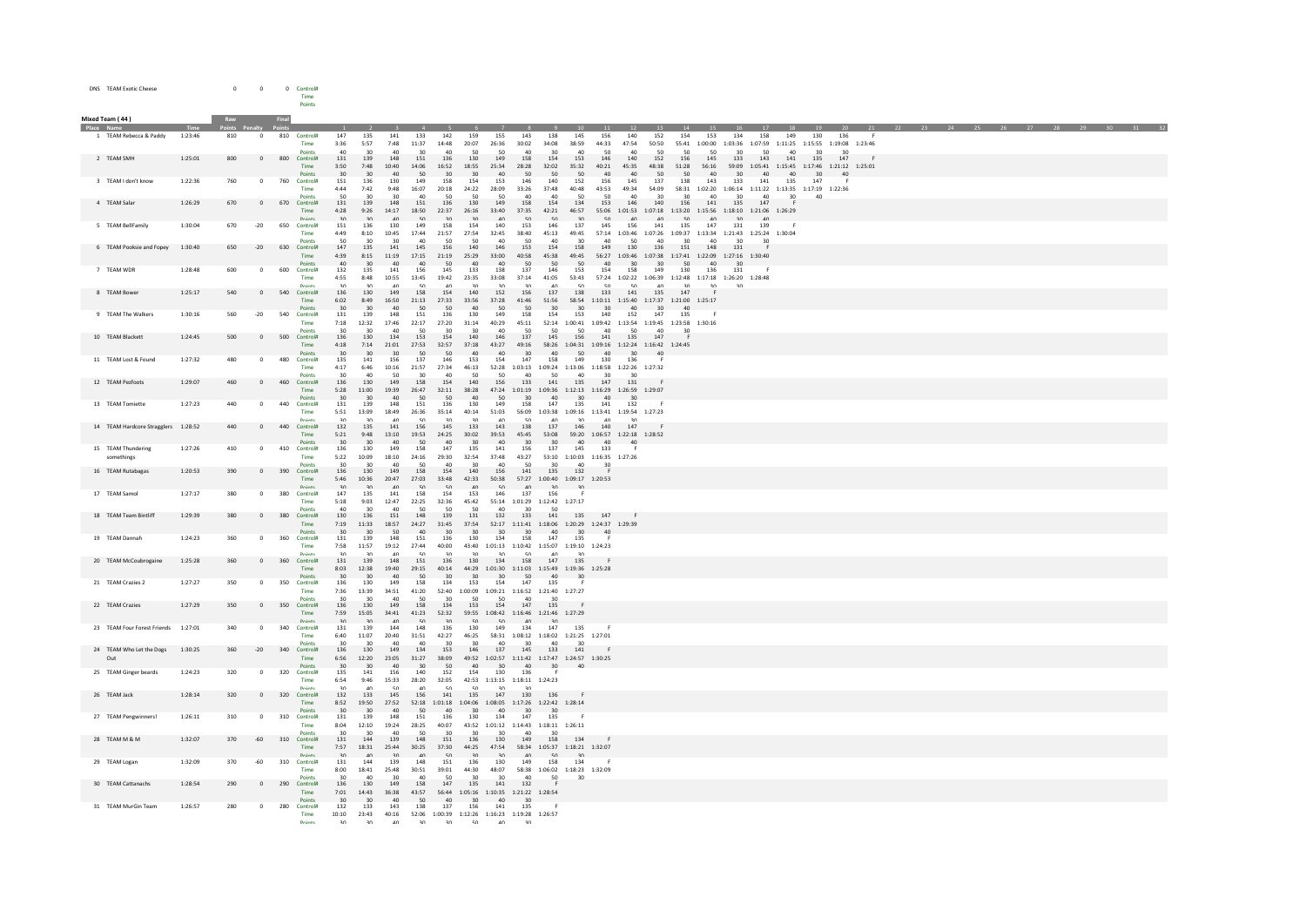| Place | Name | Time | Raw Points | Penalty | Final Points | | 1 | 2 | 3 | 4 | 5 | 6 | 7 | 8 | 9 | 10 | 11 | 12 | 13 | 14 | 15 | 16 | 17 | 18 | 19 | 20 | 21 | 22 | 23 | 24 | 25 | 26 | 27 | 28 | 29 | 30 | 31 | 32 |
|---|---|---|---|---|---|---|---|---|---|---|---|---|---|---|---|---|---|---|---|---|---|---|---|---|---|---|---|---|---|---|---|---|---|---|---|---|---|---|
| DNS | TEAM Exotic Cheese | | 0 | 0 | 0 | Control# | | | | | | | | | | | | | | | | | | | | | | | | | | | | | | | | |
| | | | | | | Time | | | | | | | | | | | | | | | | | | | | | | | | | | | | | | | | |
| | | | | | | Points | | | | | | | | | | | | | | | | | | | | | | | | | | | | | | | | |

**Mixed Team (44)**

| Place | Name | Time | Raw Points | Penalty | Final Points | | 1 | 2 | 3 | 4 | 5 | 6 | 7 | 8 | 9 | 10 | 11 | 12 | 13 | 14 | 15 | 16 | 17 | 18 | 19 | 20 | 21 | 22 | 23 | 24 | 25 | 26 | 27 | 28 | 29 | 30 | 31 | 32 |
|---|---|---|---|---|---|---|---|---|---|---|---|---|---|---|---|---|---|---|---|---|---|---|---|---|---|---|---|---|---|---|---|---|---|---|---|---|---|---|
| 1 | TEAM Rebecca & Paddy | 1:23:46 | 810 | 0 | 810 | Control# | 147 | 135 | 141 | 133 | 142 | 159 | 155 | 143 | 138 | 145 | 156 | 140 | 152 | 154 | 153 | 134 | 158 | 149 | 130 | 136 | F |
| | | | | | | Time | 3:36 | 5:57 | 7:48 | 11:37 | 14:48 | 20:07 | 26:36 | 30:02 | 34:08 | 38:59 | 44:33 | 47:54 | 50:50 | 55:41 | 1:00:00 | 1:03:36 | 1:07:59 | 1:11:25 | 1:15:55 | 1:19:08 | 1:23:46 |
| | | | | | | Points | 40 | 30 | 40 | 30 | 40 | 50 | 50 | 40 | 30 | 40 | 50 | 40 | 50 | 50 | 50 | 30 | 50 | 40 | 30 | 30 | |
| 2 | TEAM SMH | 1:25:01 | 800 | 0 | 800 | Control# | 131 | 139 | 148 | 151 | 136 | 130 | 149 | 158 | 154 | 153 | 146 | 140 | 152 | 156 | 145 | 133 | 143 | 141 | 135 | 147 | F |
| | | | | | | Time | 3:50 | 7:48 | 10:40 | 14:06 | 16:52 | 18:55 | 25:34 | 28:28 | 32:02 | 35:32 | 40:21 | 45:35 | 48:38 | 51:28 | 56:16 | 59:09 | 1:05:41 | 1:15:45 | 1:17:46 | 1:21:12 | 1:25:01 |
| | | | | | | Points | 30 | 30 | 40 | 50 | 30 | 30 | 40 | 50 | 50 | 50 | 40 | 40 | 50 | 50 | 40 | 30 | 40 | 40 | 30 | 40 | |
| 3 | TEAM I don't know | 1:22:36 | 760 | 0 | 760 | Control# | 151 | 136 | 130 | 149 | 158 | 154 | 153 | 146 | 140 | 152 | 156 | 145 | 137 | 138 | 143 | 133 | 141 | 135 | 147 | F |
| | | | | | | Time | 4:44 | 7:42 | 9:48 | 16:07 | 20:18 | 24:22 | 28:09 | 33:26 | 37:48 | 40:48 | 43:53 | 49:34 | 54:09 | 58:31 | 1:02:20 | 1:06:14 | 1:11:22 | 1:13:35 | 1:17:19 | 1:22:36 |
| | | | | | | Points | 50 | 30 | 30 | 40 | 50 | 50 | 50 | 40 | 40 | 50 | 50 | 40 | 30 | 30 | 40 | 30 | 40 | 30 | 40 | |
| 4 | TEAM Salar | 1:26:29 | 670 | 0 | 670 | Control# | 131 | 139 | 148 | 151 | 136 | 130 | 149 | 158 | 154 | 134 | 153 | 146 | 140 | 156 | 141 | 135 | 147 | F |
| | | | | | | Time | 4:28 | 9:26 | 14:17 | 18:50 | 22:37 | 26:16 | 33:40 | 37:35 | 42:21 | 46:57 | 55:06 | 1:01:53 | 1:07:18 | 1:13:20 | 1:15:56 | 1:18:10 | 1:21:06 | 1:26:29 |
| | | | | | | Points | 30 | 30 | 40 | 50 | 30 | 30 | 40 | 50 | 50 | 30 | 50 | 40 | 40 | 50 | 40 | 30 | 40 | |
| 5 | TEAM BellFamily | 1:30:04 | 670 | -20 | 650 | Control# | 151 | 136 | 130 | 149 | 158 | 154 | 140 | 153 | 146 | 137 | 145 | 156 | 141 | 135 | 147 | 131 | 139 | F |
| | | | | | | Time | 4:49 | 8:10 | 10:45 | 17:44 | 21:57 | 27:54 | 32:45 | 38:40 | 45:13 | 49:45 | 57:14 | 1:03:46 | 1:07:26 | 1:09:37 | 1:13:34 | 1:21:43 | 1:25:24 | 1:30:04 |
| | | | | | | Points | 50 | 30 | 30 | 40 | 50 | 50 | 40 | 50 | 40 | 30 | 40 | 50 | 40 | 30 | 40 | 30 | 30 | |
| 6 | TEAM Pooksie and Fopey | 1:30:40 | 650 | -20 | 630 | Control# | 147 | 135 | 141 | 145 | 156 | 140 | 146 | 153 | 154 | 158 | 149 | 130 | 136 | 151 | 148 | 131 | F |
| | | | | | | Time | 4:39 | 8:15 | 11:19 | 17:15 | 21:19 | 25:29 | 33:00 | 40:58 | 45:38 | 49:45 | 56:27 | 1:03:46 | 1:08:45 | 1:17:41 | 1:22:09 | 1:27:16 | 1:30:40 |
| | | | | | | Points | 40 | 30 | 40 | 40 | 50 | 40 | 40 | 50 | 50 | 50 | 40 | 30 | 30 | 50 | 40 | 30 | |
| 7 | TEAM WDR | 1:28:48 | 600 | 0 | 600 | Control# | 132 | 135 | 141 | 156 | 145 | 133 | 138 | 137 | 146 | 153 | 154 | 158 | 149 | 130 | 136 | 131 | F |
| | | | | | | Time | 4:55 | 8:48 | 10:55 | 13:45 | 19:42 | 23:35 | 33:08 | 37:14 | 41:05 | 53:43 | 57:24 | 1:02:22 | 1:06:39 | 1:12:48 | 1:17:18 | 1:26:20 | 1:28:48 |
| | | | | | | Points | 30 | 30 | 40 | 50 | 40 | 30 | 30 | 30 | 40 | 50 | 50 | 50 | 40 | 30 | 30 | 30 | |
| 8 | TEAM Bower | 1:25:17 | 540 | 0 | 540 | Control# | 136 | 130 | 149 | 158 | 154 | 140 | 152 | 156 | 137 | 138 | 133 | 141 | 135 | 147 | F |
| | | | | | | Time | 6:02 | 8:49 | 16:50 | 21:13 | 27:33 | 33:56 | 37:28 | 41:46 | 51:56 | 58:54 | 1:10:11 | 1:15:40 | 1:17:37 | 1:21:00 | 1:25:17 |
| | | | | | | Points | 30 | 30 | 40 | 50 | 50 | 40 | 50 | 50 | 30 | 30 | 30 | 40 | 30 | 40 | |
| 9 | TEAM The Walkers | 1:30:16 | 560 | -20 | 540 | Control# | 131 | 139 | 148 | 151 | 136 | 130 | 149 | 158 | 154 | 153 | 140 | 152 | 147 | 135 | F |
| | | | | | | Time | 7:18 | 12:32 | 17:46 | 22:17 | 27:20 | 31:14 | 40:29 | 45:11 | 52:14 | 1:00:41 | 1:09:42 | 1:13:54 | 1:19:45 | 1:23:58 | 1:30:16 |
| | | | | | | Points | 30 | 30 | 40 | 50 | 30 | 30 | 40 | 50 | 50 | 50 | 40 | 50 | 40 | 30 | |
| 10 | TEAM Blackett | 1:24:45 | 500 | 0 | 500 | Control# | 136 | 130 | 134 | 153 | 154 | 140 | 146 | 137 | 145 | 156 | 141 | 135 | 147 | F |
| | | | | | | Time | 4:18 | 7:14 | 21:01 | 27:53 | 32:57 | 37:18 | 43:27 | 49:16 | 58:26 | 1:04:31 | 1:09:16 | 1:12:24 | 1:16:42 | 1:24:45 |
| | | | | | | Points | 30 | 30 | 30 | 50 | 50 | 40 | 40 | 30 | 40 | 50 | 40 | 30 | 40 | |
| 11 | TEAM Lost & Found | 1:27:32 | 480 | 0 | 480 | Control# | 135 | 141 | 156 | 137 | 146 | 153 | 154 | 147 | 158 | 149 | 130 | 136 | F |
| | | | | | | Time | 4:17 | 6:46 | 10:16 | 21:57 | 27:34 | 46:13 | 52:28 | 1:03:13 | 1:09:24 | 1:13:06 | 1:18:58 | 1:22:26 | 1:27:32 |
| | | | | | | Points | 30 | 40 | 50 | 30 | 40 | 50 | 50 | 40 | 50 | 40 | 30 | 30 | |
| 12 | TEAM Peafoots | 1:29:07 | 460 | 0 | 460 | Control# | 136 | 130 | 149 | 158 | 154 | 140 | 156 | 133 | 141 | 135 | 147 | 131 | F |
| | | | | | | Time | 5:28 | 11:00 | 19:39 | 26:47 | 32:11 | 38:28 | 47:24 | 1:01:19 | 1:09:36 | 1:12:13 | 1:16:29 | 1:26:59 | 1:29:07 |
| | | | | | | Points | 30 | 30 | 40 | 50 | 50 | 40 | 50 | 30 | 40 | 30 | 40 | 30 | |
| 13 | TEAM Tomiette | 1:27:23 | 440 | 0 | 440 | Control# | 131 | 139 | 148 | 151 | 136 | 130 | 149 | 158 | 147 | 135 | 141 | 132 | F |
| | | | | | | Time | 5:51 | 13:09 | 18:49 | 26:36 | 35:14 | 40:14 | 51:03 | 56:09 | 1:03:38 | 1:09:16 | 1:13:41 | 1:19:54 | 1:27:23 |
| | | | | | | Points | 30 | 30 | 40 | 50 | 30 | 30 | 40 | 50 | 40 | 30 | 40 | 30 | |
| 14 | TEAM Hardcore Stragglers | 1:28:52 | 440 | 0 | 440 | Control# | 132 | 135 | 141 | 156 | 145 | 133 | 143 | 138 | 137 | 146 | 140 | 147 | F |
| | | | | | | Time | 5:21 | 9:48 | 13:10 | 19:53 | 24:25 | 30:02 | 39:53 | 45:45 | 53:08 | 59:20 | 1:06:57 | 1:22:18 | 1:28:52 |
| | | | | | | Points | 30 | 30 | 40 | 50 | 40 | 30 | 40 | 30 | 30 | 40 | 40 | 40 | |
| 15 | TEAM Thundering somethings | 1:27:26 | 410 | 0 | 410 | Control# | 136 | 130 | 149 | 158 | 147 | 135 | 141 | 156 | 137 | 145 | 133 | F |
| | | | | | | Time | 5:22 | 10:09 | 18:10 | 24:16 | 29:30 | 32:54 | 37:48 | 43:27 | 53:10 | 1:10:03 | 1:16:35 | 1:27:26 |
| | | | | | | Points | 30 | 30 | 40 | 50 | 40 | 30 | 40 | 50 | 30 | 40 | 30 | |
| 16 | TEAM Rutabagas | 1:20:53 | 390 | 0 | 390 | Control# | 136 | 130 | 149 | 158 | 154 | 140 | 156 | 141 | 135 | 132 | F |
| | | | | | | Time | 5:46 | 10:36 | 20:47 | 27:03 | 33:48 | 42:33 | 50:38 | 57:27 | 1:00:40 | 1:09:17 | 1:20:53 |
| | | | | | | Points | 30 | 30 | 40 | 50 | 50 | 40 | 50 | 40 | 30 | 30 | |
| 17 | TEAM Samol | 1:27:17 | 380 | 0 | 380 | Control# | 147 | 135 | 141 | 158 | 154 | 153 | 146 | 137 | 156 | F |
| | | | | | | Time | 5:18 | 9:03 | 12:47 | 22:25 | 32:36 | 45:42 | 55:14 | 1:01:29 | 1:12:42 | 1:27:17 |
| | | | | | | Points | 40 | 30 | 40 | 50 | 50 | 50 | 40 | 30 | 50 | |
| 18 | TEAM Team Bintliff | 1:29:39 | 380 | 0 | 380 | Control# | 130 | 136 | 151 | 148 | 139 | 131 | 132 | 133 | 141 | 135 | 147 | F |
| | | | | | | Time | 7:19 | 11:33 | 18:57 | 24:27 | 31:45 | 37:54 | 52:17 | 1:11:41 | 1:18:06 | 1:20:29 | 1:24:37 | 1:29:39 |
| | | | | | | Points | 30 | 30 | 50 | 40 | 30 | 30 | 30 | 30 | 40 | 30 | 40 | |
| 19 | TEAM Dannah | 1:24:23 | 360 | 0 | 360 | Control# | 131 | 139 | 148 | 151 | 136 | 130 | 134 | 158 | 147 | 135 | F |
| | | | | | | Time | 7:58 | 11:57 | 19:12 | 27:44 | 40:00 | 43:40 | 1:01:13 | 1:10:42 | 1:15:07 | 1:19:10 | 1:24:23 |
| | | | | | | Points | 30 | 30 | 40 | 50 | 30 | 30 | 30 | 50 | 40 | 30 | |
| 20 | TEAM McCoubrogaine | 1:25:28 | 360 | 0 | 360 | Control# | 131 | 139 | 148 | 151 | 136 | 130 | 134 | 158 | 147 | 135 | F |
| | | | | | | Time | 8:03 | 12:38 | 19:40 | 29:15 | 40:14 | 44:29 | 1:01:30 | 1:11:03 | 1:15:49 | 1:19:36 | 1:25:28 |
| | | | | | | Points | 30 | 30 | 40 | 50 | 30 | 30 | 30 | 50 | 40 | 30 | |
| 21 | TEAM Crazies 2 | 1:27:27 | 350 | 0 | 350 | Control# | 136 | 130 | 149 | 158 | 134 | 153 | 154 | 147 | 135 | F |
| | | | | | | Time | 7:36 | 13:39 | 34:51 | 41:20 | 52:40 | 1:00:09 | 1:09:21 | 1:16:52 | 1:21:40 | 1:27:27 |
| | | | | | | Points | 30 | 30 | 40 | 50 | 30 | 50 | 50 | 40 | 30 | |
| 22 | TEAM Crazies | 1:27:29 | 350 | 0 | 350 | Control# | 136 | 130 | 149 | 158 | 134 | 153 | 154 | 147 | 135 | F |
| | | | | | | Time | 7:59 | 15:05 | 34:41 | 41:23 | 52:32 | 59:55 | 1:08:42 | 1:16:46 | 1:21:46 | 1:27:29 |
| | | | | | | Points | 30 | 30 | 40 | 50 | 30 | 50 | 50 | 40 | 30 | |
| 23 | TEAM Four Forest Friends | 1:27:01 | 340 | 0 | 340 | Control# | 131 | 139 | 144 | 148 | 136 | 130 | 149 | 134 | 147 | 135 | F |
| | | | | | | Time | 6:40 | 11:07 | 20:40 | 31:51 | 42:27 | 46:25 | 58:31 | 1:08:12 | 1:18:02 | 1:21:25 | 1:27:01 |
| | | | | | | Points | 30 | 30 | 40 | 40 | 30 | 30 | 40 | 30 | 40 | 30 | |
| 24 | TEAM Who Let the Dogs Out | 1:30:25 | 360 | -20 | 340 | Control# | 136 | 130 | 149 | 134 | 153 | 146 | 137 | 145 | 133 | 141 | F |
| | | | | | | Time | 6:56 | 12:20 | 23:05 | 31:27 | 38:09 | 49:52 | 1:02:57 | 1:11:42 | 1:17:47 | 1:24:57 | 1:30:25 |
| | | | | | | Points | 30 | 30 | 40 | 30 | 50 | 40 | 30 | 40 | 30 | 40 | |
| 25 | TEAM Ginger beards | 1:24:23 | 320 | 0 | 320 | Control# | 135 | 141 | 156 | 140 | 152 | 154 | 130 | 136 | F |
| | | | | | | Time | 6:54 | 9:46 | 15:33 | 28:20 | 32:05 | 42:53 | 1:13:15 | 1:18:11 | 1:24:23 |
| | | | | | | Points | 30 | 40 | 50 | 40 | 50 | 50 | 30 | 30 | |
| 26 | TEAM Jack | 1:28:14 | 320 | 0 | 320 | Control# | 132 | 133 | 145 | 156 | 141 | 135 | 147 | 130 | 136 | F |
| | | | | | | Time | 8:52 | 19:50 | 27:52 | 52:18 | 1:01:18 | 1:04:06 | 1:08:05 | 1:17:26 | 1:22:42 | 1:28:14 |
| | | | | | | Points | 30 | 30 | 40 | 50 | 40 | 30 | 40 | 30 | 30 | |
| 27 | TEAM Pengwinners! | 1:26:11 | 310 | 0 | 310 | Control# | 131 | 139 | 148 | 151 | 136 | 130 | 134 | 147 | 135 | F |
| | | | | | | Time | 8:04 | 12:10 | 19:24 | 28:25 | 40:07 | 43:52 | 1:01:12 | 1:14:43 | 1:18:11 | 1:26:11 |
| | | | | | | Points | 30 | 30 | 40 | 50 | 30 | 30 | 30 | 40 | 30 | |
| 28 | TEAM M & M | 1:32:07 | 370 | -60 | 310 | Control# | 131 | 144 | 139 | 148 | 151 | 136 | 130 | 149 | 158 | 134 | F |
| | | | | | | Time | 7:57 | 18:31 | 25:44 | 30:25 | 37:30 | 44:25 | 47:54 | 58:34 | 1:05:37 | 1:18:21 | 1:32:07 |
| | | | | | | Points | 30 | 40 | 30 | 40 | 50 | 30 | 30 | 40 | 50 | 30 | |
| 29 | TEAM Logan | 1:32:09 | 370 | -60 | 310 | Control# | 131 | 144 | 139 | 148 | 151 | 136 | 130 | 149 | 158 | 134 | F |
| | | | | | | Time | 8:00 | 18:41 | 25:48 | 30:51 | 39:01 | 44:30 | 48:07 | 58:38 | 1:06:02 | 1:18:23 | 1:32:09 |
| | | | | | | Points | 30 | 40 | 30 | 40 | 50 | 30 | 30 | 40 | 50 | 30 | |
| 30 | TEAM Cattanachs | 1:28:54 | 290 | 0 | 290 | Control# | 136 | 130 | 149 | 158 | 147 | 135 | 141 | 132 | F |
| | | | | | | Time | 7:01 | 14:43 | 36:38 | 43:57 | 56:44 | 1:05:16 | 1:10:35 | 1:21:22 | 1:28:54 |
| | | | | | | Points | 30 | 30 | 40 | 50 | 40 | 30 | 40 | 30 | |
| 31 | TEAM MurGin Team | 1:26:57 | 280 | 0 | 280 | Control# | 132 | 133 | 143 | 138 | 137 | 156 | 141 | 135 | F |
| | | | | | | Time | 10:10 | 23:43 | 40:16 | 52:06 | 1:00:39 | 1:12:26 | 1:16:23 | 1:19:28 | 1:26:57 |
| | | | | | | Points | 30 | 30 | 40 | 30 | 30 | 50 | 40 | 30 | |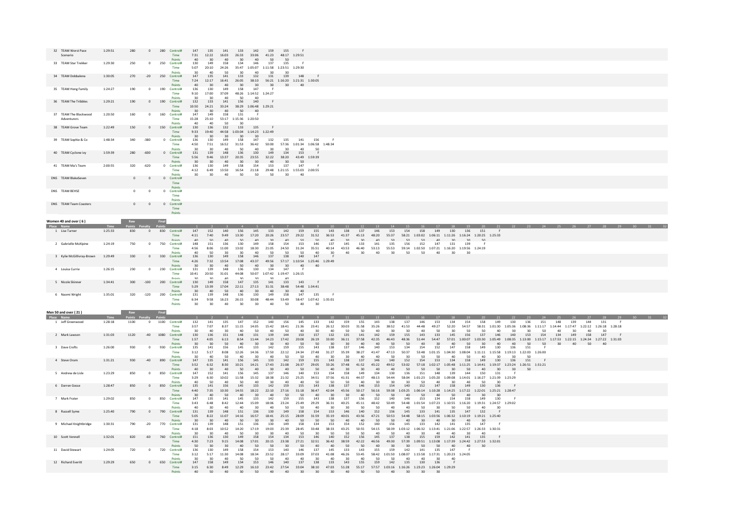| Place | Name | Time | Raw Points | Penalty | Final Points | | 1 | 2 | 3 | 4 | 5 | 6 | 7 | 8 | 9 | 10 | 11 | 12 |
|---|---|---|---|---|---|---|---|---|---|---|---|---|---|---|---|---|---|---|
| 32 | TEAM Worst Pace Scenario | 1:29:51 | 280 | 0 | 280 | Control# | 147 | 135 | 141 | 133 | 142 | 159 | 155 | F | | | | |
| | | | | | | Time | 7:31 | 12:22 | 16:03 | 26:33 | 33:06 | 41:23 | 48:17 | 1:29:51 | | | | |
| | | | | | | Points | 40 | 30 | 40 | 30 | 40 | 50 | 50 | | | | | |
| 33 | TEAM Star Trekker | 1:29:30 | 250 | 0 | 250 | Control# | 130 | 149 | 158 | 134 | 146 | 137 | 135 | F | | | | |
| | | | | | | Time | 5:07 | 20:10 | 24:26 | 35:47 | 1:05:07 | 1:11:58 | 1:23:51 | 1:29:30 | | | | |
| | | | | | | Points | 30 | 40 | 50 | 30 | 40 | 30 | 30 | | | | | |
| 34 | TEAM Dobbalena | 1:30:05 | 270 | -20 | 250 | Control# | 147 | 135 | 141 | 133 | 132 | 131 | 139 | 148 | F | | | |
| | | | | | | Time | 7:24 | 12:17 | 16:41 | 26:05 | 38:10 | 56:21 | 1:16:20 | 1:21:31 | 1:30:05 | | | |
| | | | | | | Points | 40 | 30 | 40 | 30 | 30 | 30 | 30 | 40 | | | | |
| 35 | TEAM Hong Family | 1:24:27 | 190 | 0 | 190 | Control# | 136 | 130 | 149 | 158 | 147 | F | | | | | | |
| | | | | | | Time | 9:10 | 17:00 | 37:09 | 48:26 | 1:14:52 | 1:24:27 | | | | | | |
| | | | | | | Points | 30 | 30 | 40 | 50 | 40 | | | | | | | |
| 36 | TEAM The Tribbles | 1:29:21 | 190 | 0 | 190 | Control# | 132 | 133 | 141 | 156 | 140 | F | | | | | | |
| | | | | | | Time | 10:50 | 24:21 | 33:24 | 38:29 | 1:06:48 | 1:29:21 | | | | | | |
| | | | | | | Points | 30 | 30 | 40 | 50 | 40 | | | | | | | |
| 37 | TEAM The Blackwood Adventurers | 1:20:50 | 160 | 0 | 160 | Control# | 147 | 149 | 158 | 131 | F | | | | | | | |
| | | | | | | Time | 15:28 | 25:10 | 53:17 | 1:15:36 | 1:20:50 | | | | | | | |
| | | | | | | Points | 40 | 40 | 50 | 30 | | | | | | | | |
| 38 | TEAM Grove Team | 1:22:49 | 150 | 0 | 150 | Control# | 130 | 136 | 132 | 133 | 135 | F | | | | | | |
| | | | | | | Time | 9:33 | 19:40 | 44:58 | 1:03:04 | 1:14:23 | 1:22:49 | | | | | | |
| | | | | | | Points | 30 | 30 | 30 | 30 | 30 | | | | | | | |
| 39 | TEAM Sophie & Co | 1:48:34 | 340 | -380 | 0 | Control# | 136 | 130 | 149 | 158 | 147 | 132 | 135 | 141 | 156 | F | | |
| | | | | | | Time | 4:50 | 7:51 | 16:52 | 31:53 | 36:42 | 50:00 | 57:36 | 1:01:34 | 1:06:58 | 1:48:34 | | |
| | | | | | | Points | 30 | 30 | 40 | 50 | 40 | 30 | 30 | 40 | 50 | | | |
| 40 | TEAM Cyclone ivy | 1:59:39 | 280 | -600 | 0 | Control# | 131 | 139 | 148 | 136 | 130 | 149 | 134 | 153 | F | | | |
| | | | | | | Time | 5:56 | 9:46 | 13:37 | 20:35 | 23:55 | 32:22 | 38:20 | 43:49 | 1:59:39 | | | |
| | | | | | | Points | 30 | 30 | 40 | 30 | 30 | 40 | 30 | 50 | | | | |
| 41 | TEAM Ma's Team | 2:00:55 | 320 | -620 | 0 | Control# | 136 | 130 | 149 | 158 | 154 | 153 | 137 | 147 | F | | | |
| | | | | | | Time | 4:12 | 6:49 | 13:50 | 16:54 | 21:18 | 29:48 | 1:21:15 | 1:55:03 | 2:00:55 | | | |
| | | | | | | Points | 30 | 30 | 40 | 50 | 50 | 50 | 30 | 40 | | | | |
| DNS | TEAM BlakeSeven | | 0 | 0 | 0 | Control# | | | | | | | | | | | | |
| | | | | | | Time | | | | | | | | | | | | |
| | | | | | | Points | | | | | | | | | | | | |
| DNS | TEAM BEHSE | | 0 | 0 | 0 | Control# | | | | | | | | | | | | |
| | | | | | | Time | | | | | | | | | | | | |
| | | | | | | Points | | | | | | | | | | | | |
| DNS | TEAM Team Coasters | | 0 | 0 | 0 | Control# | | | | | | | | | | | | |
| | | | | | | Time | | | | | | | | | | | | |
| | | | | | | Points | | | | | | | | | | | | |

## Women 40 and over ( 6 )

| Place | Name | Time | Raw Points | Penalty | Final Points | | 1 | 2 | 3 | 4 | 5 | 6 | 7 | 8 | 9 | 10 | 11 | 12 | 13 | 14 | 15 | 16 | 17 | 18 | 19 | 20 | 21 |
|---|---|---|---|---|---|---|---|---|---|---|---|---|---|---|---|---|---|---|---|---|---|---|---|---|---|---|---|
| 1 | Lise Turner | 1:25:33 | 830 | 0 | 830 | Control# | 147 | 152 | 140 | 156 | 145 | 133 | 142 | 159 | 155 | 143 | 138 | 137 | 146 | 153 | 154 | 158 | 149 | 130 | 136 | 151 | F |
| | | | | | | Time | 4:11 | 7:40 | 9:49 | 13:30 | 17:20 | 20:26 | 23:57 | 29:22 | 31:52 | 36:53 | 41:37 | 45:13 | 48:20 | 55:37 | 58:21 | 1:03:02 | 1:06:11 | 1:11:26 | 1:16:24 | 1:20:25 | 1:25:33 |
| | | | | | | Points | 40 | 50 | 40 | 50 | 40 | 30 | 40 | 50 | 50 | 40 | 30 | 30 | 40 | 50 | 50 | 50 | 40 | 30 | 30 | 50 | |
| 2 | Gabrielle McAlpine | 1:24:19 | 750 | 0 | 750 | Control# | 148 | 151 | 136 | 130 | 149 | 158 | 154 | 153 | 146 | 137 | 145 | 133 | 141 | 135 | 156 | 152 | 147 | 131 | 139 | F | |
| | | | | | | Time | 4:56 | 8:06 | 11:00 | 13:02 | 18:30 | 21:05 | 24:50 | 31:24 | 35:51 | 40:14 | 43:53 | 46:40 | 53:13 | 55:53 | 59:14 | 1:02:50 | 1:07:21 | 1:16:20 | 1:19:56 | 1:24:19 | |
| | | | | | | Points | 40 | 50 | 30 | 30 | 40 | 50 | 50 | 50 | 40 | 30 | 40 | 30 | 40 | 30 | 50 | 50 | 40 | 30 | 30 | | |
| 3 | Kylie McGillivray-Brown | 1:29:49 | 330 | 0 | 330 | Control# | 136 | 130 | 149 | 158 | 146 | 137 | 138 | 140 | 147 | F | | | | | | | | | | | |
| | | | | | | Time | 4:26 | 7:32 | 13:54 | 17:08 | 43:37 | 49:56 | 57:17 | 1:10:54 | 1:25:46 | 1:29:49 | | | | | | | | | | | |
| | | | | | | Points | 30 | 30 | 40 | 50 | 40 | 30 | 30 | 40 | 40 | | | | | | | | | | | | |
| 4 | Louisa Currie | 1:26:15 | 230 | 0 | 230 | Control# | 131 | 139 | 148 | 136 | 130 | 134 | 147 | F | | | | | | | | | | | | | |
| | | | | | | Time | 10:41 | 20:50 | 31:01 | 44:08 | 50:07 | 1:07:42 | 1:19:47 | 1:26:15 | | | | | | | | | | | | | |
| | | | | | | Points | 30 | 30 | 40 | 30 | 30 | 30 | 40 | | | | | | | | | | | | | | |
| 5 | Nicole Skinner | 1:34:41 | 300 | -100 | 200 | Control# | 130 | 149 | 158 | 147 | 135 | 141 | 133 | 143 | F | | | | | | | | | | | | |
| | | | | | | Time | 5:29 | 13:39 | 17:04 | 22:11 | 27:13 | 31:31 | 38:48 | 54:48 | 1:34:41 | | | | | | | | | | | | |
| | | | | | | Points | 30 | 40 | 50 | 40 | 30 | 40 | 30 | 40 | | | | | | | | | | | | | |
| 6 | Naomi Wright | 1:35:01 | 320 | -120 | 200 | Control# | 131 | 139 | 148 | 136 | 130 | 149 | 158 | 147 | 135 | F | | | | | | | | | | | |
| | | | | | | Time | 6:34 | 9:58 | 16:23 | 26:15 | 30:08 | 48:44 | 53:49 | 58:47 | 1:07:42 | 1:35:01 | | | | | | | | | | | |
| | | | | | | Points | 30 | 30 | 40 | 30 | 30 | 40 | 50 | 40 | 30 | | | | | | | | | | | | |

## Men 50 and over ( 21 )

| Place | Name | Time | Raw Points | Penalty | Final Points | | 1 | 2 | 3 | 4 | 5 | 6 | 7 | 8 | 9 | 10 | 11 | 12 | 13 | 14 | 15 | 16 | 17 | 18 | 19 | 20 | 21 | 22 | 23 | 24 | 25 | 26 | 27 | 28 | 29 |
|---|---|---|---|---|---|---|---|---|---|---|---|---|---|---|---|---|---|---|---|---|---|---|---|---|---|---|---|---|---|---|---|---|---|---|---|
| 1 | Jeff Greenwood | 1:28:18 | 1100 | 0 | 1100 | Control# | 132 | 141 | 135 | 147 | 152 | 140 | 156 | 145 | 133 | 142 | 159 | 155 | 143 | 138 | 137 | 146 | 153 | 134 | 154 | 158 | 149 | 130 | 136 | 151 | 148 | 139 | 144 | 131 | F |
| | | | | | | Time | 3:57 | 7:07 | 8:37 | 11:15 | 14:05 | 15:42 | 18:41 | 21:36 | 23:41 | 26:12 | 30:03 | 31:58 | 35:26 | 38:52 | 41:53 | 44:48 | 49:27 | 52:20 | 54:57 | 58:31 | 1:01:30 | 1:05:36 | 1:08:36 | 1:11:17 | 1:14:44 | 1:17:47 | 1:22:12 | 1:26:18 | 1:28:18 |
| | | | | | | Points | 30 | 40 | 30 | 40 | 50 | 40 | 50 | 40 | 30 | 40 | 50 | 50 | 40 | 30 | 30 | 40 | 50 | 30 | 50 | 50 | 40 | 30 | 30 | 50 | 40 | 30 | 40 | 30 | |
| 2 | Mark Lawson | 1:31:03 | 1120 | -40 | 1080 | Control# | 130 | 136 | 151 | 148 | 131 | 139 | 144 | 150 | 157 | 132 | 135 | 141 | 142 | 159 | 155 | 143 | 133 | 145 | 156 | 137 | 146 | 140 | 153 | 154 | 134 | 149 | 158 | 147 | F |
| | | | | | | Time | 1:57 | 4:05 | 6:13 | 8:54 | 11:44 | 14:23 | 17:42 | 20:08 | 26:19 | 33:00 | 36:11 | 37:58 | 42:35 | 46:43 | 48:36 | 51:44 | 54:47 | 57:01 | 1:00:07 | 1:03:30 | 1:05:49 | 1:08:35 | 1:13:00 | 1:15:17 | 1:17:53 | 1:22:15 | 1:24:34 | 1:27:22 | 1:31:03 |
| | | | | | | Points | 30 | 30 | 50 | 40 | 30 | 30 | 40 | 50 | 50 | 30 | 30 | 40 | 40 | 50 | 50 | 40 | 30 | 40 | 50 | 30 | 40 | 40 | 50 | 50 | 30 | 40 | 50 | 40 | |
| 3 | Dave Crofts | 1:26:00 | 930 | 0 | 930 | Control# | 135 | 141 | 156 | 145 | 133 | 142 | 159 | 155 | 143 | 138 | 137 | 146 | 140 | 153 | 134 | 154 | 152 | 147 | 158 | 149 | 130 | 136 | 151 | F | | | | | |
| | | | | | | Time | 3:12 | 5:17 | 8:08 | 12:26 | 14:36 | 17:50 | 22:12 | 24:34 | 27:48 | 31:27 | 35:39 | 38:27 | 41:47 | 47:13 | 50:37 | 53:48 | 1:01:15 | 1:04:30 | 1:08:04 | 1:11:11 | 1:15:58 | 1:19:13 | 1:22:03 | 1:26:00 | | | | | |
| | | | | | | Points | 30 | 40 | 50 | 40 | 30 | 40 | 50 | 50 | 40 | 30 | 30 | 40 | 40 | 50 | 30 | 50 | 50 | 40 | 50 | 40 | 30 | 30 | 50 | | | | | | |
| 4 | Steve Oram | 1:31:21 | 930 | -40 | 890 | Control# | 147 | 135 | 141 | 156 | 145 | 133 | 142 | 159 | 155 | 143 | 138 | 137 | 146 | 140 | 152 | 154 | 153 | 134 | 158 | 149 | 130 | 136 | 151 | F | | | | | |
| | | | | | | Time | 3:52 | 6:32 | 8:30 | 10:21 | 14:21 | 17:43 | 21:08 | 26:37 | 29:05 | 33:26 | 37:48 | 41:52 | 45:22 | 49:52 | 53:02 | 57:18 | 1:02:17 | 1:05:48 | 1:11:25 | 1:14:41 | 1:19:37 | 1:23:24 | 1:26:51 | 1:31:21 | | | | | |
| | | | | | | Points | 40 | 30 | 40 | 50 | 40 | 30 | 40 | 50 | 50 | 40 | 30 | 30 | 40 | 40 | 50 | 50 | 50 | 30 | 50 | 40 | 30 | 30 | 50 | | | | | | |
| 5 | Andrew de Lisle | 1:23:29 | 850 | 0 | 850 | Control# | 147 | 152 | 141 | 156 | 145 | 137 | 146 | 140 | 153 | 154 | 158 | 149 | 134 | 130 | 136 | 151 | 148 | 139 | 144 | 150 | 131 | F | | | | | | | |
| | | | | | | Time | 3:29 | 6:30 | 10:02 | 11:58 | 15:32 | 18:38 | 21:32 | 25:25 | 34:51 | 37:56 | 41:31 | 44:37 | 48:13 | 54:44 | 58:04 | 1:01:23 | 1:05:20 | 1:09:08 | 1:14:01 | 1:16:27 | 1:21:39 | 1:23:29 | | | | | | | |
| | | | | | | Points | 40 | 50 | 40 | 50 | 40 | 30 | 40 | 40 | 50 | 50 | 50 | 40 | 30 | 30 | 30 | 50 | 40 | 30 | 40 | 50 | 30 | | | | | | | | |
| 6 | Darren Gosse | 1:28:47 | 850 | 0 | 850 | Control# | 135 | 141 | 156 | 145 | 133 | 142 | 159 | 155 | 143 | 138 | 137 | 146 | 153 | 154 | 140 | 152 | 147 | 158 | 149 | 130 | 136 | F | | | | | | | |
| | | | | | | Time | 4:40 | 7:35 | 10:30 | 14:55 | 18:22 | 22:10 | 27:16 | 31:18 | 36:47 | 42:04 | 45:56 | 50:17 | 56:16 | 59:38 | 1:03:25 | 1:06:14 | 1:10:28 | 1:14:25 | 1:17:22 | 1:22:01 | 1:25:21 | 1:28:47 | | | | | | | |
| | | | | | | Points | 30 | 40 | 50 | 40 | 30 | 40 | 50 | 50 | 40 | 30 | 30 | 40 | 50 | 50 | 40 | 50 | 40 | 50 | 40 | 30 | 30 | | | | | | | | |
| 7 | Mark Frater | 1:29:02 | 850 | 0 | 850 | Control# | 147 | 135 | 141 | 145 | 133 | 142 | 159 | 155 | 143 | 138 | 137 | 156 | 152 | 140 | 146 | 153 | 134 | 154 | 158 | 149 | 130 | F | | | | | | | |
| | | | | | | Time | 3:43 | 6:48 | 8:42 | 12:44 | 15:09 | 18:06 | 23:24 | 25:49 | 29:29 | 36:31 | 40:25 | 45:11 | 48:42 | 50:49 | 54:48 | 1:01:54 | 1:07:23 | 1:10:55 | 1:16:20 | 1:19:31 | 1:24:57 | 1:29:02 | | | | | | | |
| | | | | | | Points | 40 | 30 | 40 | 40 | 30 | 40 | 50 | 50 | 40 | 30 | 30 | 50 | 50 | 40 | 40 | 50 | 30 | 50 | 50 | 40 | 30 | | | | | | | | |
| 8 | Russell Syme | 1:25:40 | 790 | 0 | 790 | Control# | 131 | 139 | 148 | 151 | 136 | 130 | 149 | 158 | 154 | 153 | 146 | 140 | 152 | 156 | 145 | 133 | 141 | 135 | 147 | 132 | F | | | | | | | | |
| | | | | | | Time | 5:05 | 8:22 | 11:07 | 14:16 | 16:57 | 18:41 | 25:15 | 28:09 | 31:59 | 35:19 | 40:01 | 43:56 | 47:21 | 50:53 | 54:48 | 58:15 | 1:03:56 | 1:06:32 | 1:10:19 | 1:19:21 | 1:25:40 | | | | | | | | |
| | | | | | | Points | 30 | 30 | 40 | 50 | 30 | 30 | 40 | 50 | 50 | 50 | 40 | 40 | 50 | 50 | 40 | 30 | 40 | 30 | 40 | 30 | | | | | | | | | |
| 9 | Michael Knightbridge | 1:30:31 | 790 | -20 | 770 | Control# | 131 | 139 | 148 | 151 | 136 | 130 | 149 | 158 | 134 | 153 | 154 | 152 | 140 | 156 | 145 | 133 | 142 | 141 | 135 | 147 | F | | | | | | | | |
| | | | | | | Time | 4:18 | 8:03 | 10:52 | 14:20 | 17:19 | 19:03 | 25:39 | 28:45 | 33:48 | 38:33 | 43:25 | 50:55 | 54:15 | 58:39 | 1:03:12 | 1:06:32 | 1:13:41 | 1:21:06 | 1:22:57 | 1:26:33 | 1:30:31 | | | | | | | | |
| | | | | | | Points | 30 | 30 | 40 | 50 | 30 | 30 | 40 | 50 | 30 | 50 | 50 | 50 | 40 | 50 | 40 | 30 | 40 | 40 | 30 | 40 | | | | | | | | | |
| 10 | Scott Vennell | 1:32:01 | 820 | -60 | 760 | Control# | 151 | 136 | 130 | 149 | 158 | 154 | 134 | 153 | 146 | 140 | 152 | 156 | 145 | 137 | 138 | 155 | 159 | 142 | 141 | 135 | F | | | | | | | | |
| | | | | | | Time | 4:30 | 7:23 | 9:15 | 14:08 | 17:01 | 20:15 | 23:38 | 27:21 | 32:51 | 36:42 | 38:59 | 42:22 | 46:56 | 49:30 | 57:39 | 1:09:51 | 1:13:08 | 1:17:39 | 1:24:42 | 1:27:53 | 1:32:01 | | | | | | | | |
| | | | | | | Points | 50 | 30 | 30 | 40 | 50 | 50 | 30 | 50 | 40 | 40 | 50 | 50 | 40 | 30 | 30 | 50 | 50 | 40 | 40 | 30 | | | | | | | | | |
| 11 | David Stewart | 1:24:05 | 720 | 0 | 720 | Control# | 136 | 130 | 149 | 158 | 154 | 153 | 146 | 137 | 145 | 133 | 143 | 155 | 159 | 142 | 141 | 135 | 147 | F | | | | | | | | | | | |
| | | | | | | Time | 3:12 | 5:17 | 11:30 | 14:08 | 18:34 | 23:52 | 28:17 | 33:09 | 37:03 | 41:08 | 46:26 | 53:45 | 58:42 | 1:01:50 | 1:08:07 | 1:15:58 | 1:17:31 | 1:20:23 | 1:24:05 | | | | | | | | | | |
| | | | | | | Points | 30 | 30 | 40 | 50 | 50 | 50 | 40 | 30 | 40 | 30 | 40 | 50 | 50 | 40 | 40 | 30 | 40 | | | | | | | | | | | | |
| 12 | Richard Everitt | 1:29:29 | 650 | 0 | 650 | Control# | 147 | 158 | 149 | 134 | 153 | 146 | 137 | 138 | 133 | 143 | 155 | 159 | 142 | 135 | 130 | 136 | F | | | | | | | | | | | | |
| | | | | | | Time | 3:15 | 6:30 | 8:49 | 12:29 | 16:10 | 23:42 | 27:54 | 33:04 | 38:10 | 47:03 | 51:28 | 55:17 | 57:57 | 1:03:16 | 1:16:26 | 1:23:23 | 1:26:04 | 1:29:29 | | | | | | | | | | | |
| | | | | | | Points | 40 | 50 | 40 | 30 | 50 | 40 | 30 | 30 | 30 | 40 | 50 | 50 | 40 | 30 | 30 | 30 | | | | | | | | | | | | | |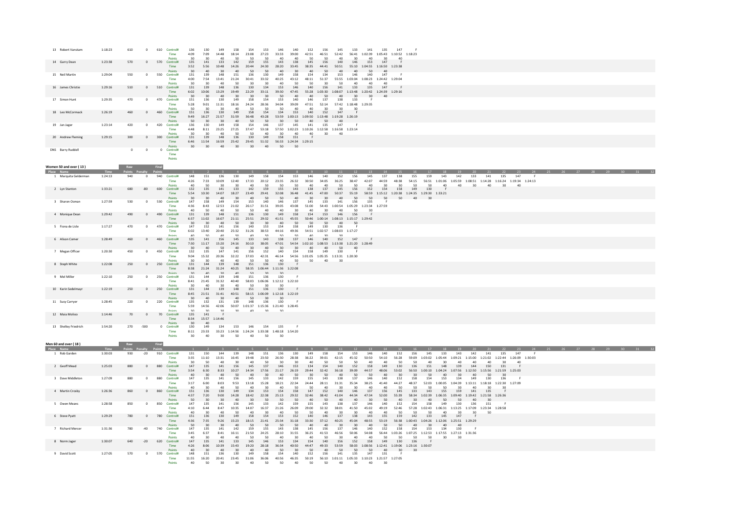| Place | Name | Time | Raw Points | Penalty | Final Points | | 1 | 2 | 3 | 4 | 5 | 6 | 7 | 8 | 9 | 10 | 11 | 12 | 13 | 14 | 15 | 16 |
|---|---|---|---|---|---|---|---|---|---|---|---|---|---|---|---|---|---|---|---|---|---|---|
| 13 | Robert Vanstam | 1:18:23 | 610 | 0 | 610 | Control# | 136 | 130 | 149 | 158 | 154 | 153 | 146 | 140 | 152 | 156 | 145 | 133 | 141 | 135 | 147 | F |
| | | | | | | Time | 4:09 | 7:09 | 14:48 | 18:14 | 23:08 | 27:23 | 33:33 | 39:00 | 42:51 | 46:51 | 52:42 | 56:41 | 1:02:39 | 1:05:43 | 1:10:52 | 1:18:23 |
| | | | | | | Points | 30 | 30 | 40 | 50 | 50 | 50 | 40 | 40 | 50 | 50 | 40 | 30 | 40 | 30 | 40 | |
| 14 | Garry Dean | 1:23:38 | 570 | 0 | 570 | Control# | 135 | 141 | 133 | 142 | 159 | 155 | 143 | 138 | 145 | 156 | 140 | 146 | 153 | 147 | F | |
| | | | | | | Time | 3:52 | 5:56 | 10:48 | 14:26 | 20:44 | 24:30 | 28:20 | 33:45 | 38:35 | 44:41 | 50:51 | 55:10 | 1:04:55 | 1:16:50 | 1:23:38 | |
| | | | | | | Points | 30 | 40 | 30 | 40 | 50 | 50 | 40 | 30 | 40 | 50 | 40 | 40 | 50 | 40 | | |
| 15 | Neil Martin | 1:29:04 | 550 | 0 | 550 | Control# | 131 | 139 | 148 | 151 | 136 | 130 | 149 | 158 | 154 | 134 | 153 | 146 | 140 | 147 | F | |
| | | | | | | Time | 4:00 | 7:54 | 13:41 | 21:24 | 30:41 | 33:32 | 40:25 | 43:12 | 48:11 | 51:37 | 55:55 | 1:03:04 | 1:08:23 | 1:24:42 | 1:29:04 | |
| | | | | | | Points | 30 | 30 | 40 | 50 | 30 | 30 | 40 | 50 | 50 | 30 | 50 | 40 | 40 | 40 | | |
| 16 | James Christie | 1:29:16 | 510 | 0 | 510 | Control# | 131 | 139 | 148 | 136 | 130 | 134 | 153 | 146 | 140 | 156 | 141 | 133 | 135 | 147 | F | |
| | | | | | | Time | 6:02 | 10:06 | 13:29 | 19:49 | 22:29 | 33:11 | 39:30 | 47:45 | 55:28 | 1:03:30 | 1:08:07 | 1:13:48 | 1:20:42 | 1:24:39 | 1:29:16 | |
| | | | | | | Points | 30 | 30 | 40 | 30 | 30 | 30 | 50 | 40 | 40 | 50 | 40 | 30 | 30 | 40 | | |
| 17 | Simon Hunt | 1:29:35 | 470 | 0 | 470 | Control# | 151 | 136 | 130 | 149 | 158 | 154 | 153 | 140 | 146 | 137 | 138 | 133 | F | | | |
| | | | | | | Time | 5:28 | 9:01 | 11:31 | 18:16 | 24:24 | 28:36 | 34:04 | 39:09 | 47:51 | 52:14 | 57:42 | 1:18:48 | 1:29:35 | | | |
| | | | | | | Points | 50 | 30 | 30 | 40 | 50 | 50 | 50 | 40 | 40 | 30 | 30 | 30 | | | | |
| 18 | Leo McCormack | 1:26:19 | 460 | 0 | 460 | Control# | 151 | 136 | 130 | 149 | 158 | 154 | 134 | 153 | 140 | 152 | 147 | F | | | | |
| | | | | | | Time | 9:49 | 16:27 | 21:57 | 31:59 | 36:48 | 43:28 | 53:59 | 1:00:13 | 1:09:50 | 1:13:48 | 1:19:28 | 1:26:19 | | | | |
| | | | | | | Points | 50 | 30 | 30 | 40 | 50 | 50 | 30 | 50 | 40 | 50 | 40 | | | | | |
| 19 | Jan Jager | 1:23:14 | 420 | 0 | 420 | Control# | 136 | 130 | 149 | 158 | 154 | 146 | 137 | 145 | 141 | 135 | 147 | F | | | | |
| | | | | | | Time | 4:48 | 8:11 | 23:25 | 27:25 | 37:47 | 53:18 | 57:50 | 1:02:23 | 1:10:26 | 1:12:58 | 1:16:58 | 1:23:14 | | | | |
| | | | | | | Points | 30 | 30 | 40 | 50 | 50 | 40 | 30 | 40 | 40 | 30 | 40 | | | | | |
| 20 | Andrew Fleming | 1:29:15 | 300 | 0 | 300 | Control# | 131 | 139 | 148 | 136 | 130 | 149 | 158 | 151 | F | | | | | | | |
| | | | | | | Time | 6:46 | 11:54 | 16:59 | 25:42 | 29:45 | 51:32 | 56:33 | 1:24:34 | 1:29:15 | | | | | | | |
| | | | | | | Points | 30 | 30 | 40 | 30 | 30 | 40 | 50 | 50 | | | | | | | | |
| DNS | Barry Ruddell | | 0 | 0 | 0 | Control# | | | | | | | | | | | | | | | | |
| | | | | | | Time | | | | | | | | | | | | | | | | |
| | | | | | | Points | | | | | | | | | | | | | | | | |

## Women 50 and over ( 13 )

| Place | Name | Time | Raw Points | Penalty | Final Points | | 1 | 2 | 3 | 4 | 5 | 6 | 7 | 8 | 9 | 10 | 11 | 12 | 13 | 14 | 15 | 16 | 17 | 18 | 19 | 20 | 21 | 22 | 23 | 24 | 25 | 26 | 27 | 28 | 29 | 30 | 31 | 32 |
|---|---|---|---|---|---|---|---|---|---|---|---|---|---|---|---|---|---|---|---|---|---|---|---|---|---|---|---|---|---|---|---|---|---|---|---|---|---|---|
| 1 | Marquita Gelderman | 1:24:13 | 940 | 0 | 940 | Control# | 148 | 151 | 136 | 130 | 149 | 158 | 154 | 153 | 146 | 140 | 152 | 156 | 145 | 137 | 138 | 155 | 159 | 143 | 142 | 133 | 141 | 135 | 147 | F | | | | | | | | |
| | | | | | | Time | 4:26 | 7:33 | 10:09 | 12:40 | 17:33 | 20:12 | 23:35 | 26:32 | 30:50 | 34:05 | 36:25 | 38:47 | 42:07 | 44:59 | 48:38 | 54:15 | 56:51 | 1:01:06 | 1:05:59 | 1:08:51 | 1:14:28 | 1:16:24 | 1:19:34 | 1:24:13 | | | | | | | | |
| | | | | | | Points | 40 | 50 | 30 | 30 | 40 | 50 | 50 | 50 | 40 | 40 | 50 | 50 | 40 | 30 | 30 | 50 | 50 | 40 | 40 | 30 | 40 | 30 | 40 | | | | | | | | | |
| 2 | Lyn Stanton | 1:33:21 | 680 | -80 | 600 | Control# | 132 | 135 | 141 | 133 | 142 | 159 | 155 | 143 | 138 | 137 | 145 | 156 | 152 | 154 | 158 | 149 | 130 | F | | | | | | | | | | | | | | |
| | | | | | | Time | 5:54 | 10:30 | 14:07 | 18:27 | 23:49 | 29:41 | 32:08 | 36:48 | 41:45 | 47:00 | 50:37 | 55:19 | 58:59 | 1:15:12 | 1:20:38 | 1:24:35 | 1:29:30 | 1:33:21 | | | | | | | | | | | | | | |
| | | | | | | Points | 30 | 30 | 40 | 30 | 40 | 50 | 50 | 40 | 30 | 30 | 40 | 50 | 50 | 50 | 50 | 40 | 30 | | | | | | | | | | | | | | | |
| 3 | Sharon Osman | 1:27:59 | 530 | 0 | 530 | Control# | 147 | 158 | 149 | 154 | 153 | 140 | 146 | 137 | 145 | 133 | 141 | 156 | 135 | F | | | | | | | | | | | | | | | | | | |
| | | | | | | Time | 4:36 | 8:43 | 12:53 | 21:02 | 26:17 | 31:51 | 39:05 | 43:08 | 51:00 | 54:43 | 1:00:54 | 1:05:29 | 1:23:34 | 1:27:59 | | | | | | | | | | | | | | | | | | |
| | | | | | | Points | 40 | 50 | 40 | 50 | 50 | 40 | 40 | 30 | 40 | 30 | 40 | 50 | 30 | | | | | | | | | | | | | | | | | | | |
| 4 | Monique Dean | 1:29:42 | 490 | 0 | 490 | Control# | 131 | 139 | 148 | 151 | 136 | 130 | 149 | 158 | 154 | 153 | 146 | 156 | F | | | | | | | | | | | | | | | | | | | |
| | | | | | | Time | 6:37 | 11:02 | 16:07 | 21:11 | 25:51 | 29:32 | 41:51 | 45:55 | 50:46 | 1:00:14 | 1:08:13 | 1:15:17 | 1:29:42 | | | | | | | | | | | | | | | | | | | |
| | | | | | | Points | 30 | 30 | 40 | 50 | 30 | 30 | 40 | 50 | 50 | 50 | 40 | 50 | | | | | | | | | | | | | | | | | | | | |
| 5 | Fiona de Lisle | 1:17:27 | 470 | 0 | 470 | Control# | 147 | 152 | 141 | 156 | 140 | 153 | 154 | 158 | 149 | 130 | 136 | F | | | | | | | | | | | | | | | | | | | | |
| | | | | | | Time | 6:02 | 13:40 | 20:40 | 25:32 | 31:26 | 38:53 | 44:16 | 49:36 | 54:51 | 1:02:57 | 1:08:03 | 1:17:27 | | | | | | | | | | | | | | | | | | | | |
| | | | | | | Points | 40 | 50 | 40 | 50 | 40 | 50 | 50 | 50 | 40 | 30 | 30 | | | | | | | | | | | | | | | | | | | | | |
| 6 | Alison Comer | 1:28:49 | 460 | 0 | 460 | Control# | 135 | 141 | 156 | 145 | 133 | 143 | 138 | 137 | 146 | 140 | 152 | 147 | F | | | | | | | | | | | | | | | | | | | |
| | | | | | | Time | 7:30 | 11:17 | 15:20 | 24:16 | 30:10 | 38:05 | 47:01 | 54:54 | 1:02:10 | 1:08:53 | 1:13:38 | 1:21:20 | 1:28:49 | | | | | | | | | | | | | | | | | | | |
| | | | | | | Points | 30 | 40 | 50 | 40 | 30 | 40 | 30 | 30 | 40 | 40 | 50 | 40 | | | | | | | | | | | | | | | | | | | | |
| 7 | Megan Officer | 1:20:30 | 450 | 0 | 450 | Control# | 132 | 135 | 147 | 141 | 156 | 152 | 140 | 154 | 158 | 149 | 130 | F | | | | | | | | | | | | | | | | | | | | |
| | | | | | | Time | 9:04 | 15:32 | 20:36 | 32:22 | 37:03 | 42:31 | 46:14 | 54:56 | 1:01:05 | 1:05:35 | 1:13:31 | 1:20:30 | | | | | | | | | | | | | | | | | | | | |
| | | | | | | Points | 30 | 30 | 40 | 40 | 50 | 50 | 40 | 50 | 50 | 40 | 30 | | | | | | | | | | | | | | | | | | | | | |
| 8 | Steph White | 1:22:08 | 250 | 0 | 250 | Control# | 131 | 144 | 139 | 148 | 151 | 136 | 130 | F | | | | | | | | | | | | | | | | | | | | | | | | |
| | | | | | | Time | 8:38 | 21:24 | 31:24 | 40:25 | 58:35 | 1:06:44 | 1:11:36 | 1:22:08 | | | | | | | | | | | | | | | | | | | | | | | | |
| | | | | | | Points | 30 | 40 | 30 | 40 | 50 | 30 | 30 | | | | | | | | | | | | | | | | | | | | | | | | | |
| 9 | Mel Miller | 1:22:10 | 250 | 0 | 250 | Control# | 131 | 144 | 139 | 148 | 151 | 136 | 130 | F | | | | | | | | | | | | | | | | | | | | | | | | |
| | | | | | | Time | 8:41 | 21:45 | 31:32 | 40:40 | 58:03 | 1:06:06 | 1:12:12 | 1:22:10 | | | | | | | | | | | | | | | | | | | | | | | | |
| | | | | | | Points | 30 | 40 | 30 | 40 | 50 | 30 | 30 | | | | | | | | | | | | | | | | | | | | | | | | | |
| 10 | Karin Sedelmayr | 1:22:19 | 250 | 0 | 250 | Control# | 131 | 144 | 139 | 148 | 151 | 136 | 130 | F | | | | | | | | | | | | | | | | | | | | | | | | |
| | | | | | | Time | 8:45 | 21:51 | 31:41 | 40:51 | 58:15 | 1:06:09 | 1:12:18 | 1:22:19 | | | | | | | | | | | | | | | | | | | | | | | | |
| | | | | | | Points | 30 | 40 | 30 | 40 | 50 | 30 | 30 | | | | | | | | | | | | | | | | | | | | | | | | | |
| 11 | Susy Carryer | 1:28:45 | 220 | 0 | 220 | Control# | 135 | 132 | 131 | 139 | 148 | 136 | 130 | F | | | | | | | | | | | | | | | | | | | | | | | | |
| | | | | | | Time | 5:59 | 14:56 | 42:06 | 50:07 | 1:01:37 | 1:15:36 | 1:21:40 | 1:28:45 | | | | | | | | | | | | | | | | | | | | | | | | |
| | | | | | | Points | 30 | 30 | 30 | 30 | 40 | 30 | 30 | | | | | | | | | | | | | | | | | | | | | | | | | |
| 12 | Maia Molloo | 1:14:46 | 70 | 0 | 70 | Control# | 135 | 141 | F | | | | | | | | | | | | | | | | | | | | | | | | | | | | | |
| | | | | | | Time | 8:34 | 15:57 | 1:14:46 | | | | | | | | | | | | | | | | | | | | | | | | | | | | | |
| | | | | | | Points | 30 | 40 | | | | | | | | | | | | | | | | | | | | | | | | | | | | | | |
| 13 | Shelley Friedrich | 1:54:20 | 270 | -500 | 0 | Control# | 130 | 149 | 134 | 153 | 146 | 154 | 135 | F | | | | | | | | | | | | | | | | | | | | | | | | |
| | | | | | | Time | 8:11 | 23:33 | 33:23 | 1:14:56 | 1:24:24 | 1:33:38 | 1:48:18 | 1:54:20 | | | | | | | | | | | | | | | | | | | | | | | | |
| | | | | | | Points | 30 | 40 | 30 | 50 | 40 | 50 | 30 | | | | | | | | | | | | | | | | | | | | | | | | | |

## Men 60 and over ( 18 )

| Place | Name | Time | Raw Points | Penalty | Final Points | | 1 | 2 | 3 | 4 | 5 | 6 | 7 | 8 | 9 | 10 | 11 | 12 | 13 | 14 | 15 | 16 | 17 | 18 | 19 | 20 | 21 | 22 | 23 | 24 | 25 | 26 | 27 | 28 | 29 | 30 | 31 | 32 |
|---|---|---|---|---|---|---|---|---|---|---|---|---|---|---|---|---|---|---|---|---|---|---|---|---|---|---|---|---|---|---|---|---|---|---|---|---|---|---|
| 1 | Rob Garden | 1:30:03 | 930 | -20 | 910 | Control# | 131 | 150 | 144 | 139 | 148 | 151 | 136 | 130 | 149 | 158 | 154 | 153 | 146 | 140 | 152 | 156 | 145 | 133 | 143 | 142 | 141 | 135 | 147 | F | | | | | | | | |
| | | | | | | Time | 3:35 | 11:10 | 13:31 | 16:45 | 19:48 | 23:50 | 26:30 | 28:38 | 36:22 | 39:01 | 42:15 | 45:32 | 50:50 | 54:10 | 56:28 | 59:09 | 1:03:02 | 1:05:44 | 1:09:21 | 1:15:00 | 1:21:02 | 1:22:44 | 1:26:09 | 1:30:03 | | | | | | | | |
| | | | | | | Points | 30 | 50 | 40 | 30 | 40 | 50 | 30 | 30 | 40 | 50 | 50 | 50 | 40 | 40 | 50 | 50 | 40 | 30 | 40 | 40 | 40 | 30 | 40 | | | | | | | | | |
| 2 | Geoff Mead | 1:25:03 | 880 | 0 | 880 | Control# | 147 | 135 | 141 | 156 | 145 | 137 | 146 | 153 | 134 | 154 | 140 | 152 | 158 | 149 | 130 | 136 | 151 | 148 | 139 | 144 | 150 | 131 | F | | | | | | | | | |
| | | | | | | Time | 3:54 | 6:30 | 8:33 | 10:27 | 14:34 | 17:56 | 21:17 | 26:19 | 29:44 | 32:42 | 36:18 | 39:09 | 44:57 | 48:06 | 53:02 | 56:50 | 1:00:10 | 1:04:24 | 1:07:56 | 1:12:50 | 1:15:56 | 1:21:59 | 1:25:03 | | | | | | | | | |
| | | | | | | Points | 40 | 30 | 40 | 50 | 40 | 30 | 40 | 50 | 30 | 50 | 40 | 50 | 50 | 40 | 30 | 30 | 50 | 40 | 30 | 40 | 50 | 30 | | | | | | | | | | |
| 3 | Dave Middleton | 1:27:09 | 880 | 0 | 880 | Control# | 147 | 135 | 141 | 156 | 145 | 133 | 142 | 159 | 155 | 143 | 138 | 137 | 146 | 140 | 152 | 158 | 154 | 153 | 134 | 149 | 130 | 136 | F | | | | | | | | | |
| | | | | | | Time | 3:17 | 6:00 | 8:03 | 9:53 | 13:18 | 15:28 | 18:21 | 22:34 | 24:44 | 28:11 | 31:31 | 35:34 | 38:25 | 41:40 | 44:27 | 48:37 | 52:03 | 1:00:05 | 1:04:39 | 1:13:11 | 1:18:18 | 1:22:30 | 1:27:09 | | | | | | | | | |
| | | | | | | Points | 40 | 30 | 40 | 50 | 40 | 30 | 40 | 50 | 50 | 40 | 30 | 30 | 40 | 40 | 50 | 50 | 50 | 50 | 30 | 40 | 30 | 30 | | | | | | | | | | |
| 4 | Martin Crosby | 1:26:36 | 860 | 0 | 860 | Control# | 151 | 136 | 130 | 149 | 134 | 153 | 154 | 158 | 147 | 152 | 140 | 146 | 137 | 156 | 145 | 133 | 143 | 155 | 159 | 141 | 135 | F | | | | | | | | | | |
| | | | | | | Time | 4:37 | 7:20 | 9:00 | 14:28 | 18:42 | 22:38 | 25:13 | 29:32 | 32:46 | 38:42 | 41:04 | 44:34 | 47:34 | 52:00 | 55:39 | 58:34 | 1:02:39 | 1:06:35 | 1:09:40 | 1:19:42 | 1:21:58 | 1:26:36 | | | | | | | | | | |
| | | | | | | Points | 50 | 30 | 30 | 40 | 30 | 50 | 50 | 50 | 40 | 50 | 40 | 40 | 30 | 50 | 40 | 30 | 40 | 50 | 50 | 40 | 30 | | | | | | | | | | | |
| 5 | Owen Means | 1:28:58 | 850 | 0 | 850 | Control# | 147 | 135 | 141 | 156 | 145 | 133 | 142 | 159 | 155 | 143 | 138 | 137 | 146 | 140 | 152 | 154 | 158 | 149 | 130 | 136 | 151 | F | | | | | | | | | | |
| | | | | | | Time | 4:10 | 6:44 | 8:47 | 10:35 | 14:07 | 16:37 | 21:26 | 26:09 | 29:00 | 32:32 | 38:01 | 41:50 | 45:02 | 49:19 | 52:46 | 57:28 | 1:02:43 | 1:06:31 | 1:13:25 | 1:17:09 | 1:23:34 | 1:28:58 | | | | | | | | | | |
| | | | | | | Points | 40 | 30 | 40 | 50 | 40 | 30 | 40 | 50 | 50 | 40 | 30 | 30 | 40 | 40 | 50 | 50 | 50 | 40 | 30 | 30 | 50 | | | | | | | | | | | |
| 6 | Steve Pyatt | 1:29:29 | 780 | 0 | 780 | Control# | 151 | 136 | 130 | 149 | 158 | 154 | 153 | 152 | 140 | 146 | 137 | 138 | 143 | 155 | 159 | 142 | 133 | 145 | 147 | F | | | | | | | | | | | | |
| | | | | | | Time | 4:36 | 7:35 | 9:26 | 15:23 | 18:15 | 21:41 | 25:34 | 31:18 | 33:30 | 37:12 | 40:25 | 45:04 | 48:55 | 53:19 | 56:38 | 1:00:43 | 1:04:26 | 1:12:06 | 1:25:51 | 1:29:29 | | | | | | | | | | | | |
| | | | | | | Points | 50 | 30 | 30 | 40 | 50 | 50 | 50 | 50 | 40 | 40 | 30 | 30 | 40 | 50 | 50 | 40 | 30 | 40 | 40 | | | | | | | | | | | | | |
| 7 | Richard Mercer | 1:31:36 | 780 | -40 | 740 | Control# | 147 | 135 | 141 | 142 | 159 | 155 | 143 | 138 | 145 | 156 | 137 | 146 | 140 | 152 | 158 | 154 | 153 | 134 | 130 | F | | | | | | | | | | | | |
| | | | | | | Time | 3:45 | 6:37 | 8:41 | 16:11 | 21:50 | 24:25 | 28:10 | 31:55 | 36:25 | 41:53 | 46:56 | 50:06 | 54:08 | 56:44 | 1:03:26 | 1:07:25 | 1:12:53 | 1:17:55 | 1:27:13 | 1:31:36 | | | | | | | | | | | | |
| | | | | | | Points | 40 | 30 | 40 | 40 | 50 | 50 | 40 | 30 | 40 | 50 | 30 | 40 | 40 | 50 | 50 | 50 | 50 | 30 | 30 | | | | | | | | | | | | | |
| 8 | Norm Jager | 1:30:07 | 640 | -20 | 620 | Control# | 147 | 135 | 141 | 133 | 145 | 146 | 153 | 134 | 154 | 140 | 156 | 152 | 158 | 149 | 130 | 136 | F | | | | | | | | | | | | | | | |
| | | | | | | Time | 4:26 | 8:06 | 10:39 | 15:43 | 19:20 | 28:18 | 36:34 | 40:50 | 44:47 | 49:33 | 53:59 | 58:03 | 1:08:56 | 1:12:41 | 1:19:06 | 1:23:16 | 1:30:07 | | | | | | | | | | | | | | | |
| | | | | | | Points | 40 | 30 | 40 | 30 | 40 | 40 | 50 | 30 | 50 | 40 | 50 | 50 | 50 | 40 | 30 | 30 | | | | | | | | | | | | | | | | |
| 9 | David Scott | 1:27:05 | 570 | 0 | 570 | Control# | 148 | 151 | 136 | 130 | 149 | 158 | 154 | 140 | 146 | 152 | 156 | 141 | 135 | 147 | 131 | F | | | | | | | | | | | | | | | | |
| | | | | | | Time | 11:55 | 16:20 | 20:41 | 23:45 | 31:06 | 36:06 | 40:56 | 46:35 | 50:19 | 56:10 | 1:01:11 | 1:05:33 | 1:10:23 | 1:21:57 | 1:27:05 | | | | | | | | | | | | | | | | | |
| | | | | | | Points | 40 | 50 | 30 | 30 | 40 | 50 | 50 | 40 | 40 | 50 | 50 | 40 | 30 | 40 | 30 | | | | | | | | | | | | | | | | | |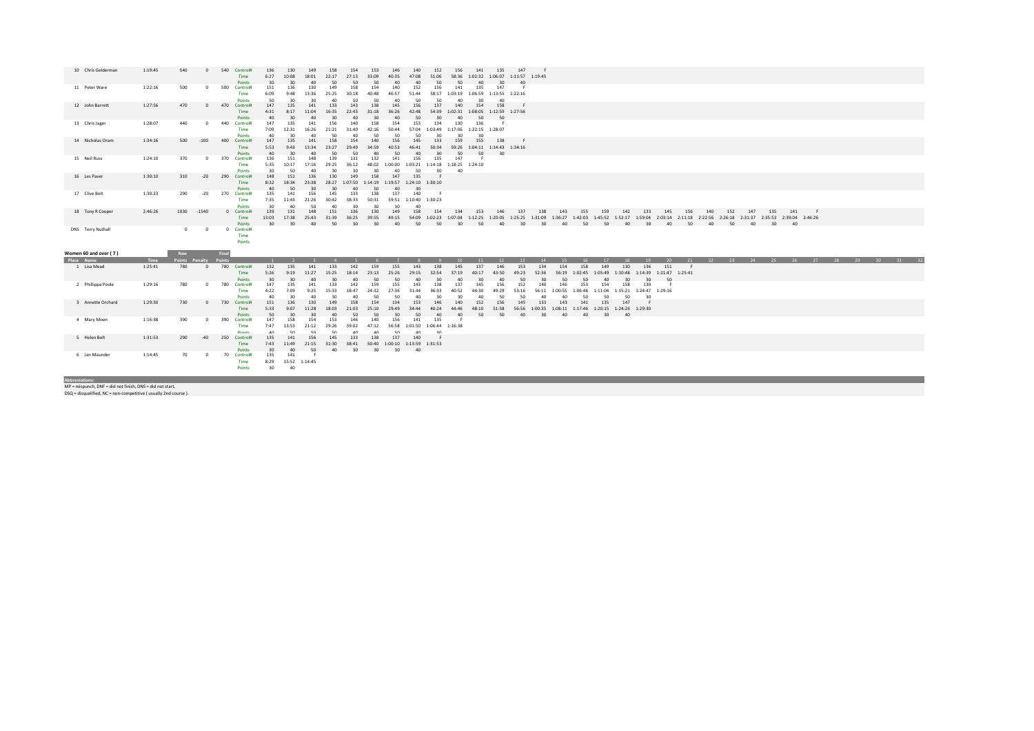| | | | | | | | | | | | | | | | | | | | | | | | | | | | | | | | | | |
|---|---|---|---|---|---|---|---|---|---|---|---|---|---|---|---|---|---|---|---|---|---|---|---|---|---|---|---|---|---|---|---|---|---|
| 10 | Chris Gelderman | 1:19:45 | 540 | 0 | 540 | Control# | 136 | 130 | 149 | 158 | 154 | 153 | 146 | 140 | 152 | 156 | 141 | 135 | 147 | F | | | | | | | | | | | | | |
| | | | | | | Time | 6:27 | 10:08 | 18:01 | 22:17 | 27:13 | 33:09 | 40:35 | 47:08 | 51:06 | 58:36 | 1:02:32 | 1:06:07 | 1:11:57 | 1:19:45 | | | | | | | | | | | | | |
| | | | | | | Points | 30 | 30 | 40 | 50 | 50 | 50 | 40 | 40 | 50 | 50 | 40 | 30 | 40 | | | | | | | | | | | | | | |
| 11 | Peter Ware | 1:22:16 | 500 | 0 | 500 | Control# | 151 | 136 | 130 | 149 | 158 | 154 | 140 | 152 | 156 | 141 | 135 | 147 | F | | | | | | | | | | | | | | |
| | | | | | | Time | 6:09 | 9:48 | 13:36 | 25:25 | 30:18 | 40:48 | 46:57 | 51:44 | 58:17 | 1:03:19 | 1:06:59 | 1:13:55 | 1:22:16 | | | | | | | | | | | | | | |
| | | | | | | Points | 50 | 30 | 30 | 40 | 50 | 50 | 40 | 50 | 50 | 40 | 30 | 40 | | | | | | | | | | | | | | | |
| 12 | John Barrett | 1:27:56 | 470 | 0 | 470 | Control# | 147 | 135 | 141 | 133 | 143 | 138 | 145 | 156 | 137 | 140 | 154 | 158 | F | | | | | | | | | | | | | | |
| | | | | | | Time | 4:31 | 8:17 | 11:04 | 16:35 | 22:43 | 31:18 | 36:26 | 42:48 | 54:39 | 1:02:31 | 1:08:05 | 1:12:59 | 1:27:56 | | | | | | | | | | | | | | |
| | | | | | | Points | 40 | 30 | 40 | 30 | 40 | 30 | 40 | 50 | 30 | 40 | 50 | 50 | | | | | | | | | | | | | | | |
| 13 | Chris Jager | 1:28:07 | 440 | 0 | 440 | Control# | 147 | 135 | 141 | 156 | 140 | 158 | 154 | 153 | 134 | 130 | 136 | F | | | | | | | | | | | | | | | |
| | | | | | | Time | 7:09 | 12:31 | 16:26 | 21:21 | 31:40 | 42:16 | 50:44 | 57:04 | 1:03:49 | 1:17:06 | 1:22:15 | 1:28:07 | | | | | | | | | | | | | | | |
| | | | | | | Points | 40 | 30 | 40 | 50 | 40 | 50 | 50 | 50 | 30 | 30 | 30 | | | | | | | | | | | | | | | | |
| 14 | Nicholas Oram | 1:34:16 | 500 | -100 | 400 | Control# | 147 | 135 | 141 | 158 | 154 | 140 | 156 | 145 | 133 | 159 | 155 | 138 | F | | | | | | | | | | | | | | |
| | | | | | | Time | 5:53 | 9:43 | 13:34 | 23:27 | 29:49 | 34:59 | 40:53 | 46:41 | 50:34 | 59:26 | 1:04:11 | 1:14:43 | 1:34:16 | | | | | | | | | | | | | | |
| | | | | | | Points | 40 | 30 | 40 | 50 | 50 | 40 | 50 | 40 | 30 | 50 | 50 | 30 | | | | | | | | | | | | | | | |
| 15 | Neil Russ | 1:24:10 | 370 | 0 | 370 | Control# | 136 | 151 | 148 | 139 | 131 | 132 | 141 | 156 | 135 | 147 | F | | | | | | | | | | | | | | | | |
| | | | | | | Time | 5:35 | 10:17 | 17:16 | 29:25 | 36:12 | 48:02 | 1:00:00 | 1:03:21 | 1:14:18 | 1:18:25 | 1:24:10 | | | | | | | | | | | | | | | | |
| | | | | | | Points | 30 | 50 | 40 | 30 | 30 | 30 | 40 | 50 | 30 | 40 | | | | | | | | | | | | | | | | | |
| 16 | Les Paver | 1:30:10 | 310 | -20 | 290 | Control# | 148 | 151 | 136 | 130 | 149 | 158 | 147 | 135 | F | | | | | | | | | | | | | | | | | | |
| | | | | | | Time | 8:32 | 18:34 | 23:38 | 28:27 | 1:07:50 | 1:14:19 | 1:19:57 | 1:24:10 | 1:30:10 | | | | | | | | | | | | | | | | | | |
| | | | | | | Points | 40 | 50 | 30 | 30 | 40 | 50 | 40 | 30 | | | | | | | | | | | | | | | | | | | |
| 17 | Clive Bolt | 1:30:23 | 290 | -20 | 270 | Control# | 135 | 141 | 156 | 145 | 133 | 138 | 137 | 140 | F | | | | | | | | | | | | | | | | | | |
| | | | | | | Time | 7:35 | 11:43 | 21:26 | 30:42 | 38:33 | 50:31 | 59:51 | 1:10:40 | 1:30:23 | | | | | | | | | | | | | | | | | | |
| | | | | | | Points | 30 | 40 | 50 | 40 | 30 | 30 | 30 | 40 | | | | | | | | | | | | | | | | | | | |
| 18 | Tony R Cooper | 2:46:26 | 1030 | -1540 | 0 | Control# | 139 | 131 | 148 | 151 | 136 | 130 | 149 | 158 | 154 | 134 | 153 | 146 | 137 | 138 | 143 | 155 | 159 | 142 | 133 | 145 | 156 | 140 | 152 | 147 | 135 | 141 | F |
| | | | | | | Time | 13:03 | 17:38 | 25:43 | 31:39 | 36:25 | 39:55 | 49:15 | 54:09 | 1:02:23 | 1:07:04 | 1:12:25 | 1:20:05 | 1:25:25 | 1:31:09 | 1:36:27 | 1:42:03 | 1:45:52 | 1:52:17 | 1:59:04 | 2:03:14 | 2:11:18 | 2:22:56 | 2:26:18 | 2:31:37 | 2:35:53 | 2:39:04 | 2:46:26 |
| | | | | | | Points | 30 | 30 | 40 | 50 | 30 | 30 | 40 | 50 | 50 | 30 | 50 | 40 | 30 | 30 | 40 | 50 | 50 | 40 | 30 | 40 | 50 | 40 | 50 | 40 | 30 | 40 | |
| DNS | Terry Nuthall | | 0 | 0 | 0 | Control# | | | | | | | | | | | | | | | | | | | | | | | | | | | |
| | | | | | | Time | | | | | | | | | | | | | | | | | | | | | | | | | | | |
| | | | | | | Points | | | | | | | | | | | | | | | | | | | | | | | | | | | |

## Women 60 and over ( 7 )

| Place | Name | Time | Raw Points | Penalty | Final Points | | 1 | 2 | 3 | 4 | 5 | 6 | 7 | 8 | 9 | 10 | 11 | 12 | 13 | 14 | 15 | 16 | 17 | 18 | 19 | 20 | 21 | 22 | 23 | 24 | 25 | 26 | 27 | 28 | 29 | 30 | 31 | 32 |
|---|---|---|---|---|---|---|---|---|---|---|---|---|---|---|---|---|---|---|---|---|---|---|---|---|---|---|---|---|---|---|---|---|---|---|---|---|---|---|
| 1 | Lisa Mead | 1:25:41 | 780 | 0 | 780 | Control# | 132 | 135 | 141 | 133 | 142 | 159 | 155 | 143 | 138 | 145 | 137 | 146 | 153 | 134 | 154 | 158 | 149 | 130 | 136 | 151 | F | | | | | | | | | | | |
| | | | | | | Time | 5:26 | 9:19 | 11:27 | 15:25 | 18:14 | 23:13 | 25:26 | 29:15 | 32:54 | 37:19 | 40:17 | 43:50 | 49:23 | 52:36 | 56:19 | 1:02:45 | 1:05:49 | 1:10:48 | 1:14:39 | 1:21:47 | 1:25:41 | | | | | | | | | | | |
| | | | | | | Points | 30 | 30 | 40 | 30 | 40 | 50 | 50 | 40 | 30 | 40 | 30 | 40 | 50 | 30 | 50 | 50 | 40 | 30 | 30 | 50 | | | | | | | | | | | | |
| 2 | Phillippa Poole | 1:29:16 | 780 | 0 | 780 | Control# | 147 | 135 | 141 | 133 | 142 | 159 | 155 | 143 | 138 | 137 | 145 | 156 | 152 | 140 | 146 | 153 | 154 | 158 | 130 | F | | | | | | | | | | | | |
| | | | | | | Time | 4:22 | 7:09 | 9:25 | 15:33 | 18:47 | 24:32 | 27:36 | 31:44 | 36:33 | 40:52 | 44:30 | 49:29 | 53:16 | 56:11 | 1:00:55 | 1:06:46 | 1:11:04 | 1:15:21 | 1:24:47 | 1:29:16 | | | | | | | | | | | | |
| | | | | | | Points | 40 | 30 | 40 | 30 | 40 | 50 | 50 | 40 | 30 | 30 | 40 | 50 | 50 | 40 | 40 | 50 | 50 | 50 | 30 | | | | | | | | | | | | | |
| 3 | Annette Orchard | 1:29:30 | 730 | 0 | 730 | Control# | 151 | 136 | 130 | 149 | 158 | 154 | 134 | 153 | 146 | 140 | 152 | 156 | 145 | 133 | 143 | 141 | 135 | 147 | F | | | | | | | | | | | | | |
| | | | | | | Time | 5:33 | 9:07 | 11:28 | 18:03 | 21:03 | 25:10 | 29:49 | 34:44 | 40:24 | 44:46 | 48:10 | 51:58 | 56:56 | 1:00:35 | 1:08:11 | 1:17:46 | 1:20:15 | 1:24:26 | 1:29:30 | | | | | | | | | | | | | |
| | | | | | | Points | 50 | 30 | 30 | 40 | 50 | 50 | 30 | 50 | 40 | 40 | 50 | 50 | 40 | 30 | 40 | 40 | 30 | 40 | | | | | | | | | | | | | | |
| 4 | Mary Moen | 1:16:38 | 390 | 0 | 390 | Control# | 147 | 158 | 154 | 153 | 146 | 140 | 156 | 141 | 135 | F | | | | | | | | | | | | | | | | | | | | | | |
| | | | | | | Time | 7:47 | 13:53 | 21:12 | 29:26 | 39:02 | 47:12 | 56:58 | 1:01:50 | 1:06:44 | 1:16:38 | | | | | | | | | | | | | | | | | | | | | | |
| | | | | | | Points | 40 | 50 | 50 | 50 | 40 | 40 | 50 | 40 | 30 | | | | | | | | | | | | | | | | | | | | | | | |
| 5 | Helen Bolt | 1:31:53 | 290 | -40 | 250 | Control# | 135 | 141 | 156 | 145 | 133 | 138 | 137 | 140 | F | | | | | | | | | | | | | | | | | | | | | | | |
| | | | | | | Time | 7:43 | 11:49 | 21:15 | 31:30 | 38:41 | 50:40 | 1:00:10 | 1:13:59 | 1:31:53 | | | | | | | | | | | | | | | | | | | | | | | |
| | | | | | | Points | 30 | 40 | 50 | 40 | 30 | 30 | 30 | 40 | | | | | | | | | | | | | | | | | | | | | | | | |
| 6 | Jan Maunder | 1:14:45 | 70 | 0 | 70 | Control# | 135 | 141 | F | | | | | | | | | | | | | | | | | | | | | | | | | | | | | |
| | | | | | | Time | 8:29 | 15:52 | 1:14:45 | | | | | | | | | | | | | | | | | | | | | | | | | | | | | |
| | | | | | | Points | 30 | 40 | | | | | | | | | | | | | | | | | | | | | | | | | | | | | | |

**Abbreviations:**

MP = mispunch, DNF = did not finish, DNS = did not start.

DSQ = disqualified, NC = non-competitive ( usually 2nd course ).